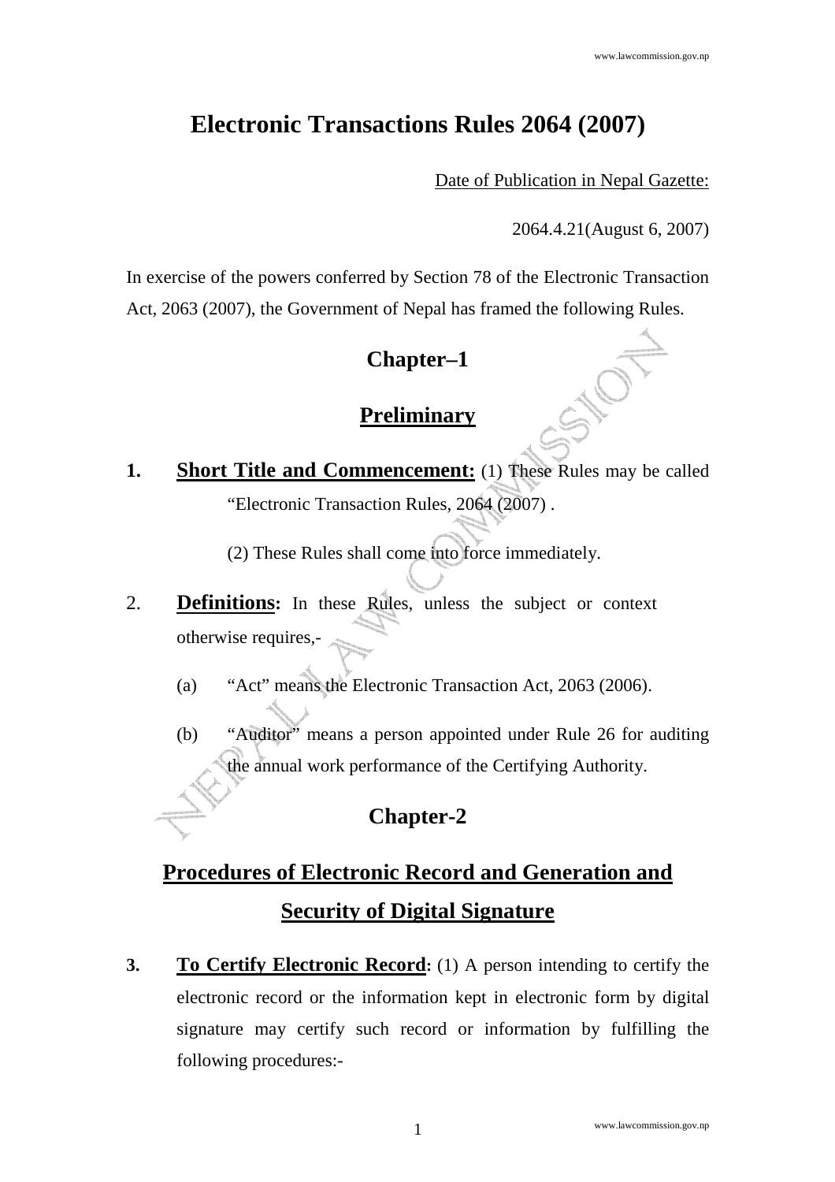# Electronic Transactions Rules 2064 (2007)

Date of Publication in Nepal Gazette:

2064.4.21(August 6, 2007)

In exercise of the powers conferred by Section 78 of the Electronic Transaction Act, 2063 (2007), the Government of Nepal has framed the following Rules.

## Chapter–1

## Preliminary

**1. Short Title and Commencement:** (1) These Rules may be called "Electronic Transaction Rules, 2064 (2007) .

(2) These Rules shall come into force immediately.

2. **Definitions:** In these Rules, unless the subject or context otherwise requires,-

(a) "Act" means the Electronic Transaction Act, 2063 (2006).

(b) "Auditor" means a person appointed under Rule 26 for auditing the annual work performance of the Certifying Authority.

## Chapter-2

## Procedures of Electronic Record and Generation and Security of Digital Signature

**3. To Certify Electronic Record:** (1) A person intending to certify the electronic record or the information kept in electronic form by digital signature may certify such record or information by fulfilling the following procedures:-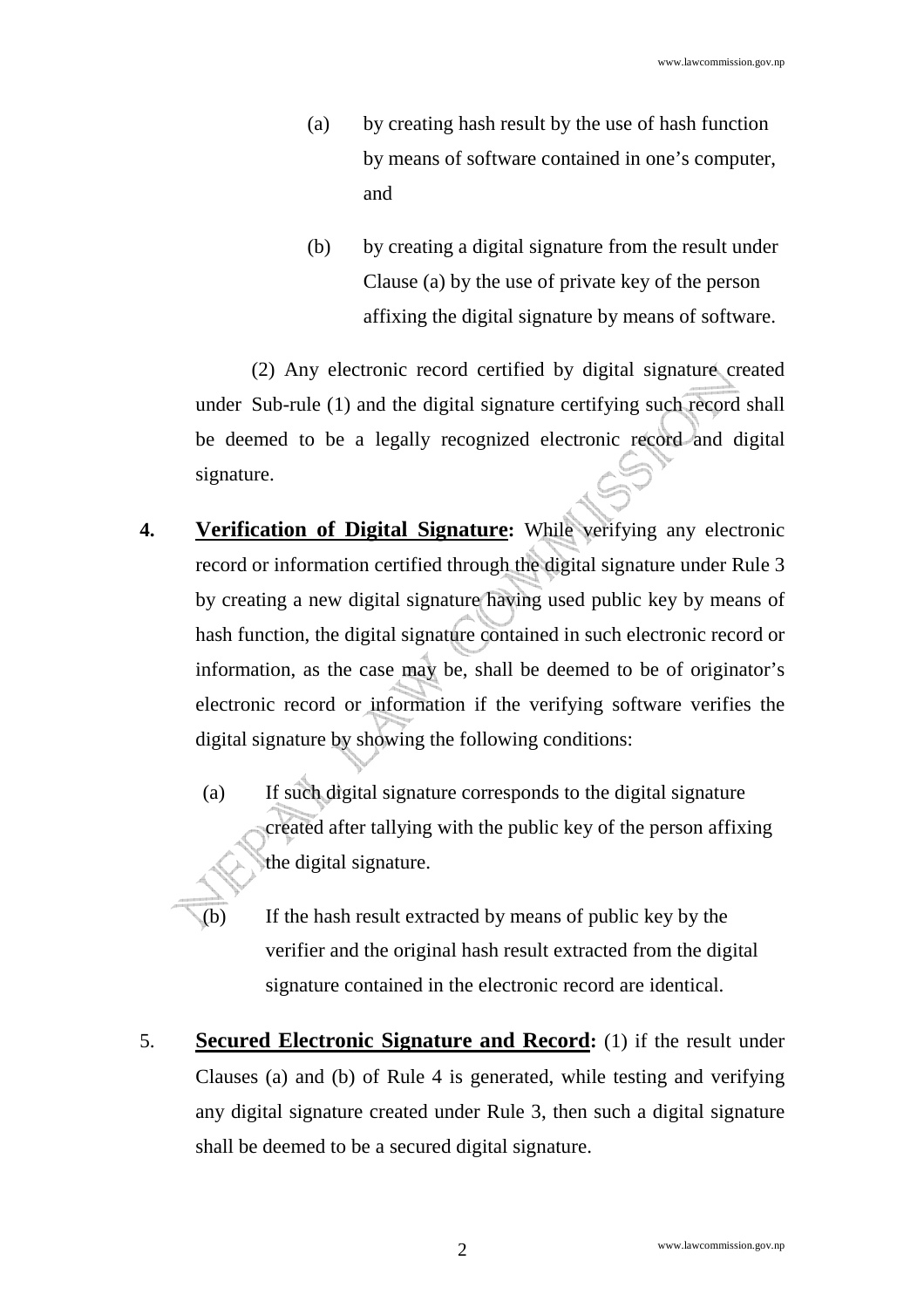(a) by creating hash result by the use of hash function by means of software contained in one's computer, and

(b) by creating a digital signature from the result under Clause (a) by the use of private key of the person affixing the digital signature by means of software.

(2) Any electronic record certified by digital signature created under Sub-rule (1) and the digital signature certifying such record shall be deemed to be a legally recognized electronic record and digital signature.

**4. Verification of Digital Signature:** While verifying any electronic record or information certified through the digital signature under Rule 3 by creating a new digital signature having used public key by means of hash function, the digital signature contained in such electronic record or information, as the case may be, shall be deemed to be of originator's electronic record or information if the verifying software verifies the digital signature by showing the following conditions:

(a) If such digital signature corresponds to the digital signature created after tallying with the public key of the person affixing the digital signature.

(b) If the hash result extracted by means of public key by the verifier and the original hash result extracted from the digital signature contained in the electronic record are identical.

5. **Secured Electronic Signature and Record:** (1) if the result under Clauses (a) and (b) of Rule 4 is generated, while testing and verifying any digital signature created under Rule 3, then such a digital signature shall be deemed to be a secured digital signature.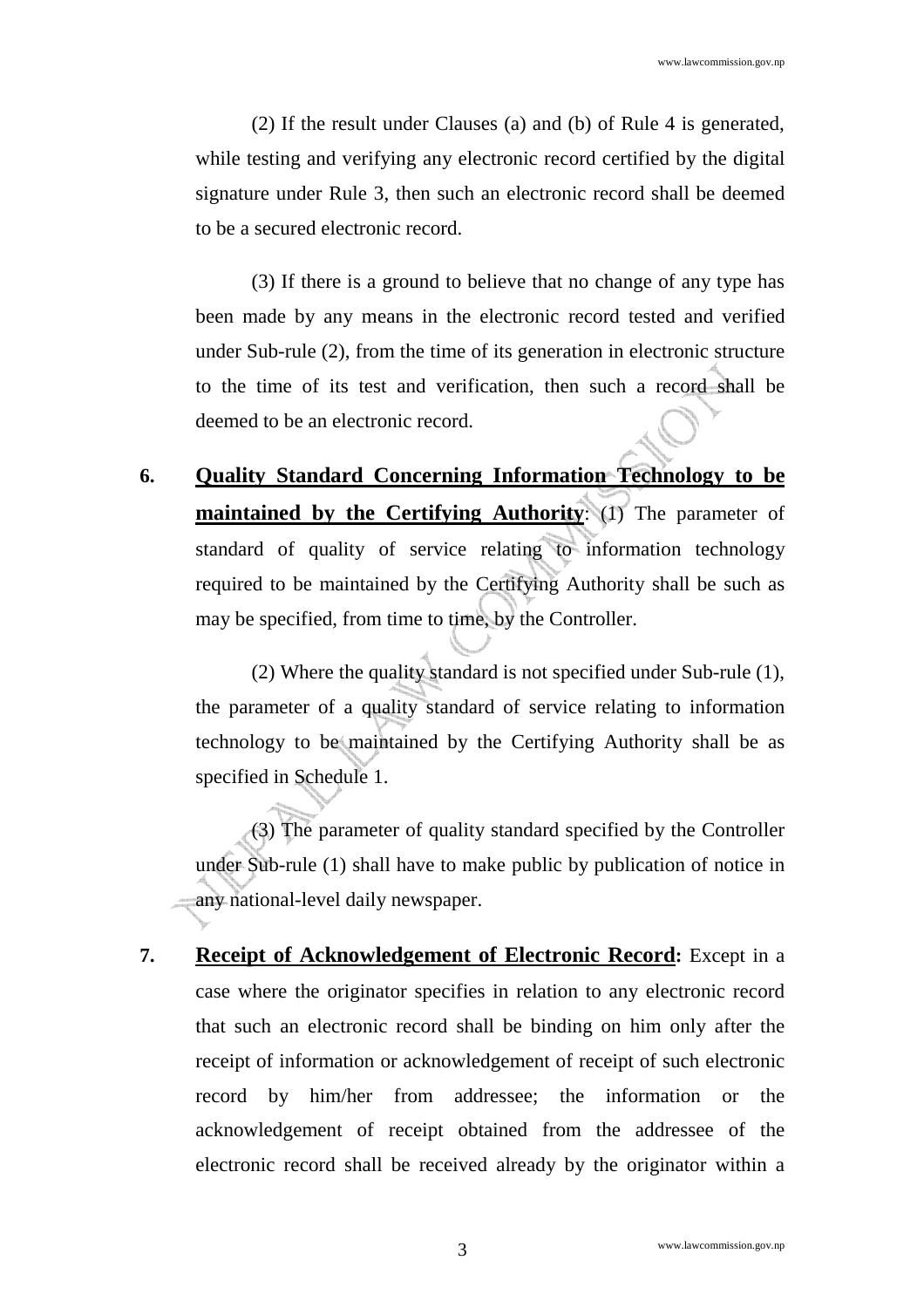(2) If the result under Clauses (a) and (b) of Rule 4 is generated, while testing and verifying any electronic record certified by the digital signature under Rule 3, then such an electronic record shall be deemed to be a secured electronic record.

(3) If there is a ground to believe that no change of any type has been made by any means in the electronic record tested and verified under Sub-rule (2), from the time of its generation in electronic structure to the time of its test and verification, then such a record shall be deemed to be an electronic record.

**6. Quality Standard Concerning Information Technology to be maintained by the Certifying Authority**: (1) The parameter of standard of quality of service relating to information technology required to be maintained by the Certifying Authority shall be such as may be specified, from time to time, by the Controller.

(2) Where the quality standard is not specified under Sub-rule (1), the parameter of a quality standard of service relating to information technology to be maintained by the Certifying Authority shall be as specified in Schedule 1.

(3) The parameter of quality standard specified by the Controller under Sub-rule (1) shall have to make public by publication of notice in any national-level daily newspaper.

**7. Receipt of Acknowledgement of Electronic Record:** Except in a case where the originator specifies in relation to any electronic record that such an electronic record shall be binding on him only after the receipt of information or acknowledgement of receipt of such electronic record by him/her from addressee; the information or the acknowledgement of receipt obtained from the addressee of the electronic record shall be received already by the originator within a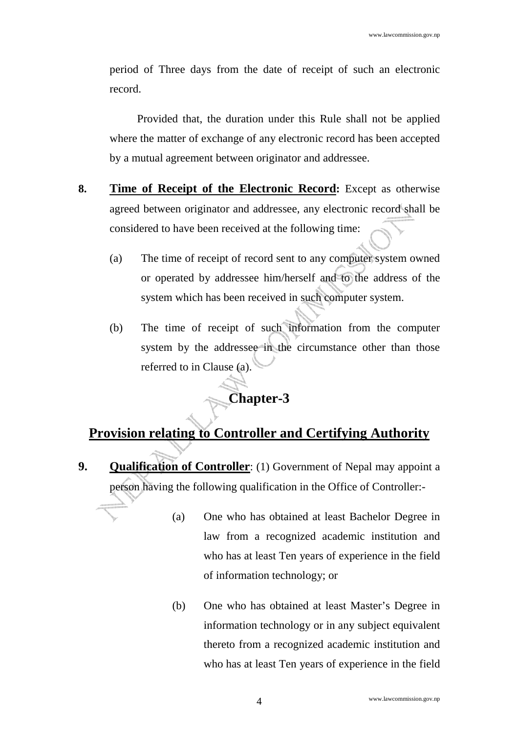period of Three days from the date of receipt of such an electronic record.

Provided that, the duration under this Rule shall not be applied where the matter of exchange of any electronic record has been accepted by a mutual agreement between originator and addressee.

**8. Time of Receipt of the Electronic Record:** Except as otherwise agreed between originator and addressee, any electronic record shall be considered to have been received at the following time:

(a) The time of receipt of record sent to any computer system owned or operated by addressee him/herself and to the address of the system which has been received in such computer system.

(b) The time of receipt of such information from the computer system by the addressee in the circumstance other than those referred to in Clause (a).

## Chapter-3

## Provision relating to Controller and Certifying Authority

**9. Qualification of Controller**: (1) Government of Nepal may appoint a person having the following qualification in the Office of Controller:-

(a) One who has obtained at least Bachelor Degree in law from a recognized academic institution and who has at least Ten years of experience in the field of information technology; or

(b) One who has obtained at least Master's Degree in information technology or in any subject equivalent thereto from a recognized academic institution and who has at least Ten years of experience in the field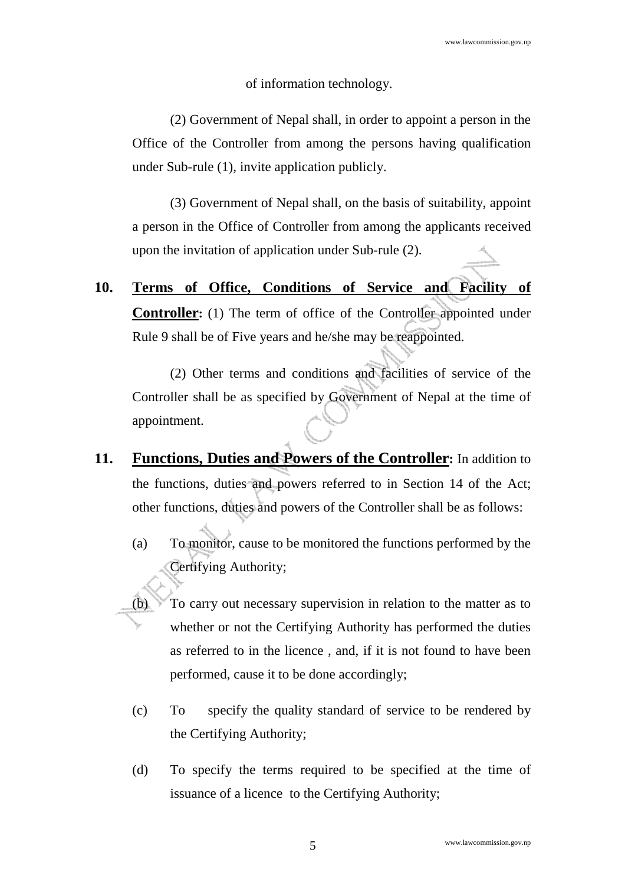of information technology.

(2) Government of Nepal shall, in order to appoint a person in the Office of the Controller from among the persons having qualification under Sub-rule (1), invite application publicly.

(3) Government of Nepal shall, on the basis of suitability, appoint a person in the Office of Controller from among the applicants received upon the invitation of application under Sub-rule (2).

**10. Terms of Office, Conditions of Service and Facility of Controller:** (1) The term of office of the Controller appointed under Rule 9 shall be of Five years and he/she may be reappointed.

(2) Other terms and conditions and facilities of service of the Controller shall be as specified by Government of Nepal at the time of appointment.

**11. Functions, Duties and Powers of the Controller:** In addition to the functions, duties and powers referred to in Section 14 of the Act; other functions, duties and powers of the Controller shall be as follows:

(a) To monitor, cause to be monitored the functions performed by the Certifying Authority;

(b) To carry out necessary supervision in relation to the matter as to whether or not the Certifying Authority has performed the duties as referred to in the licence , and, if it is not found to have been performed, cause it to be done accordingly;

(c) To specify the quality standard of service to be rendered by the Certifying Authority;

(d) To specify the terms required to be specified at the time of issuance of a licence to the Certifying Authority;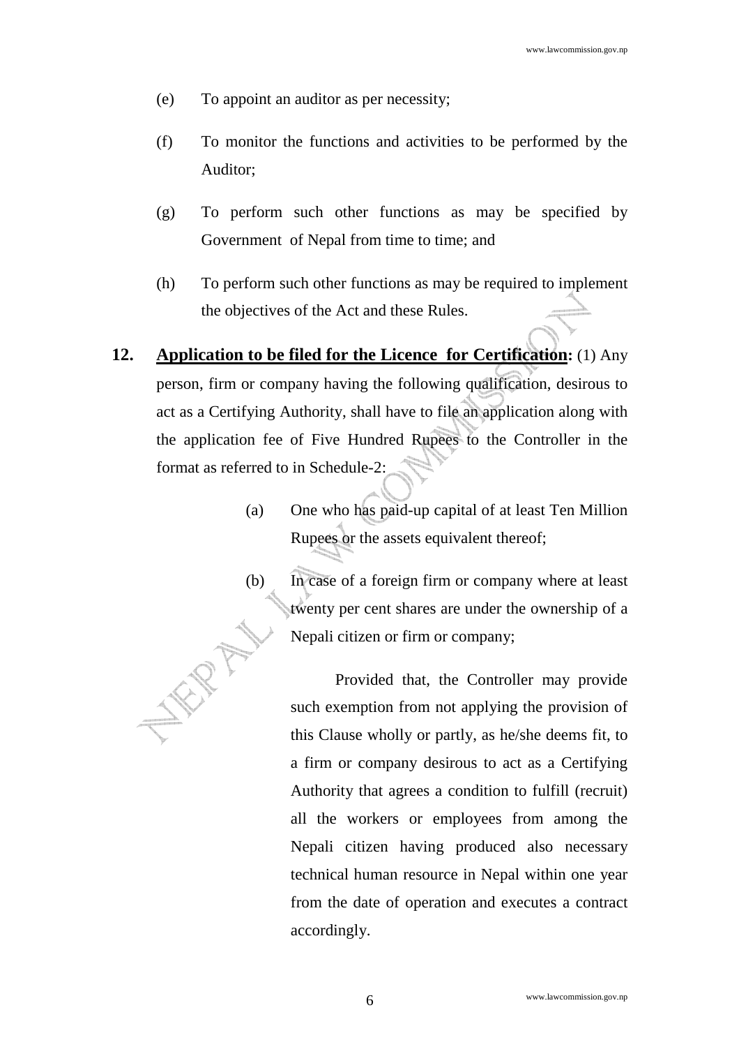(e) To appoint an auditor as per necessity;

(f) To monitor the functions and activities to be performed by the Auditor;

(g) To perform such other functions as may be specified by Government of Nepal from time to time; and

(h) To perform such other functions as may be required to implement the objectives of the Act and these Rules.

**12. Application to be filed for the Licence for Certification:** (1) Any person, firm or company having the following qualification, desirous to act as a Certifying Authority, shall have to file an application along with the application fee of Five Hundred Rupees to the Controller in the format as referred to in Schedule-2:

(a) One who has paid-up capital of at least Ten Million Rupees or the assets equivalent thereof;

(b) In case of a foreign firm or company where at least twenty per cent shares are under the ownership of a Nepali citizen or firm or company;

Provided that, the Controller may provide such exemption from not applying the provision of this Clause wholly or partly, as he/she deems fit, to a firm or company desirous to act as a Certifying Authority that agrees a condition to fulfill (recruit) all the workers or employees from among the Nepali citizen having produced also necessary technical human resource in Nepal within one year from the date of operation and executes a contract accordingly.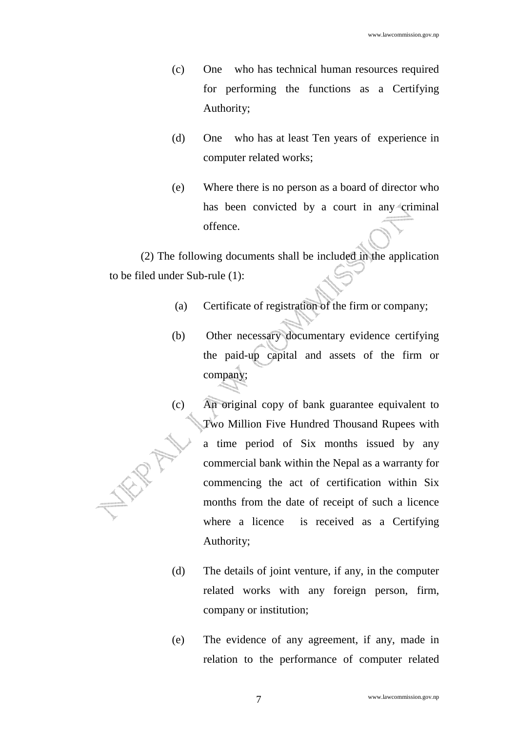(c) One who has technical human resources required for performing the functions as a Certifying Authority;

(d) One who has at least Ten years of experience in computer related works;

(e) Where there is no person as a board of director who has been convicted by a court in any criminal offence.

(2) The following documents shall be included in the application to be filed under Sub-rule (1):

(a) Certificate of registration of the firm or company;

(b) Other necessary documentary evidence certifying the paid-up capital and assets of the firm or company;

(c) An original copy of bank guarantee equivalent to Two Million Five Hundred Thousand Rupees with a time period of Six months issued by any commercial bank within the Nepal as a warranty for commencing the act of certification within Six months from the date of receipt of such a licence where a licence is received as a Certifying Authority;

(d) The details of joint venture, if any, in the computer related works with any foreign person, firm, company or institution;

(e) The evidence of any agreement, if any, made in relation to the performance of computer related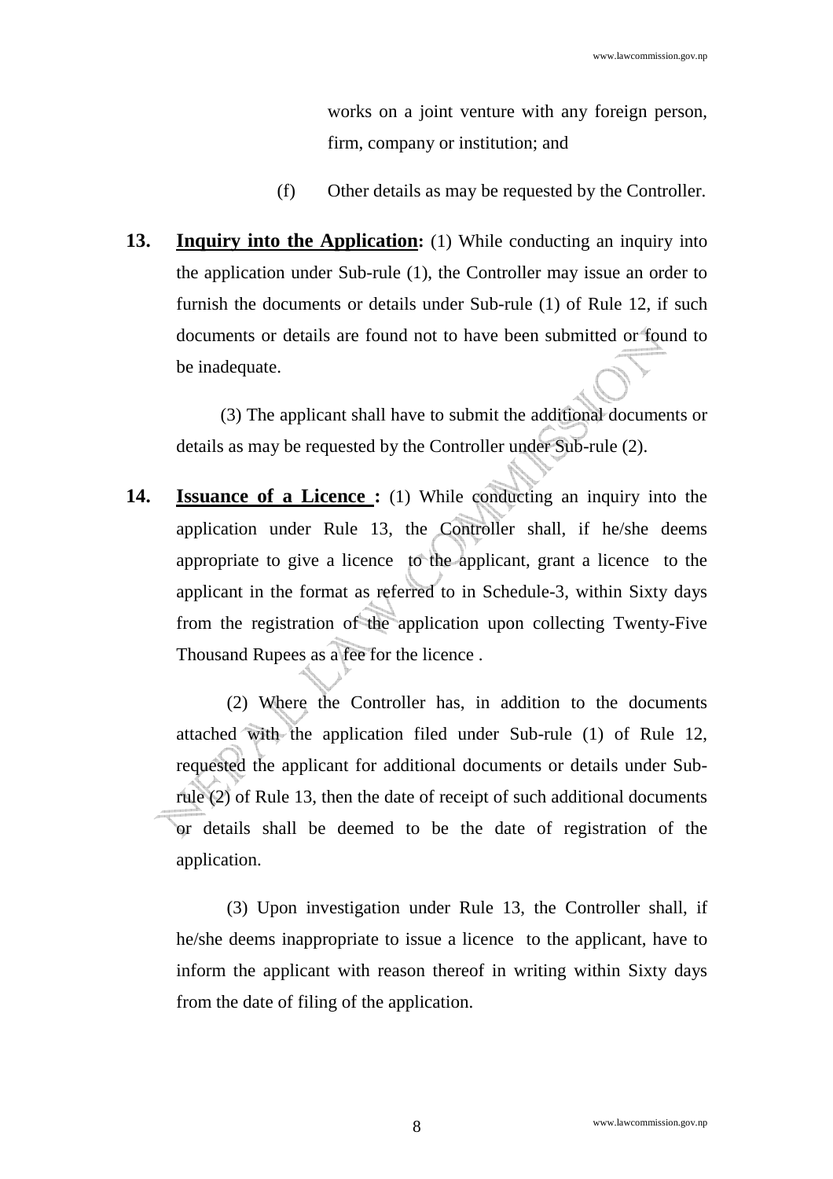works on a joint venture with any foreign person, firm, company or institution; and

(f) Other details as may be requested by the Controller.

**13. Inquiry into the Application:** (1) While conducting an inquiry into the application under Sub-rule (1), the Controller may issue an order to furnish the documents or details under Sub-rule (1) of Rule 12, if such documents or details are found not to have been submitted or found to be inadequate.

(3) The applicant shall have to submit the additional documents or details as may be requested by the Controller under Sub-rule (2).

**14. Issuance of a Licence :** (1) While conducting an inquiry into the application under Rule 13, the Controller shall, if he/she deems appropriate to give a licence to the applicant, grant a licence to the applicant in the format as referred to in Schedule-3, within Sixty days from the registration of the application upon collecting Twenty-Five Thousand Rupees as a fee for the licence .

(2) Where the Controller has, in addition to the documents attached with the application filed under Sub-rule (1) of Rule 12, requested the applicant for additional documents or details under Sub-rule (2) of Rule 13, then the date of receipt of such additional documents or details shall be deemed to be the date of registration of the application.

(3) Upon investigation under Rule 13, the Controller shall, if he/she deems inappropriate to issue a licence to the applicant, have to inform the applicant with reason thereof in writing within Sixty days from the date of filing of the application.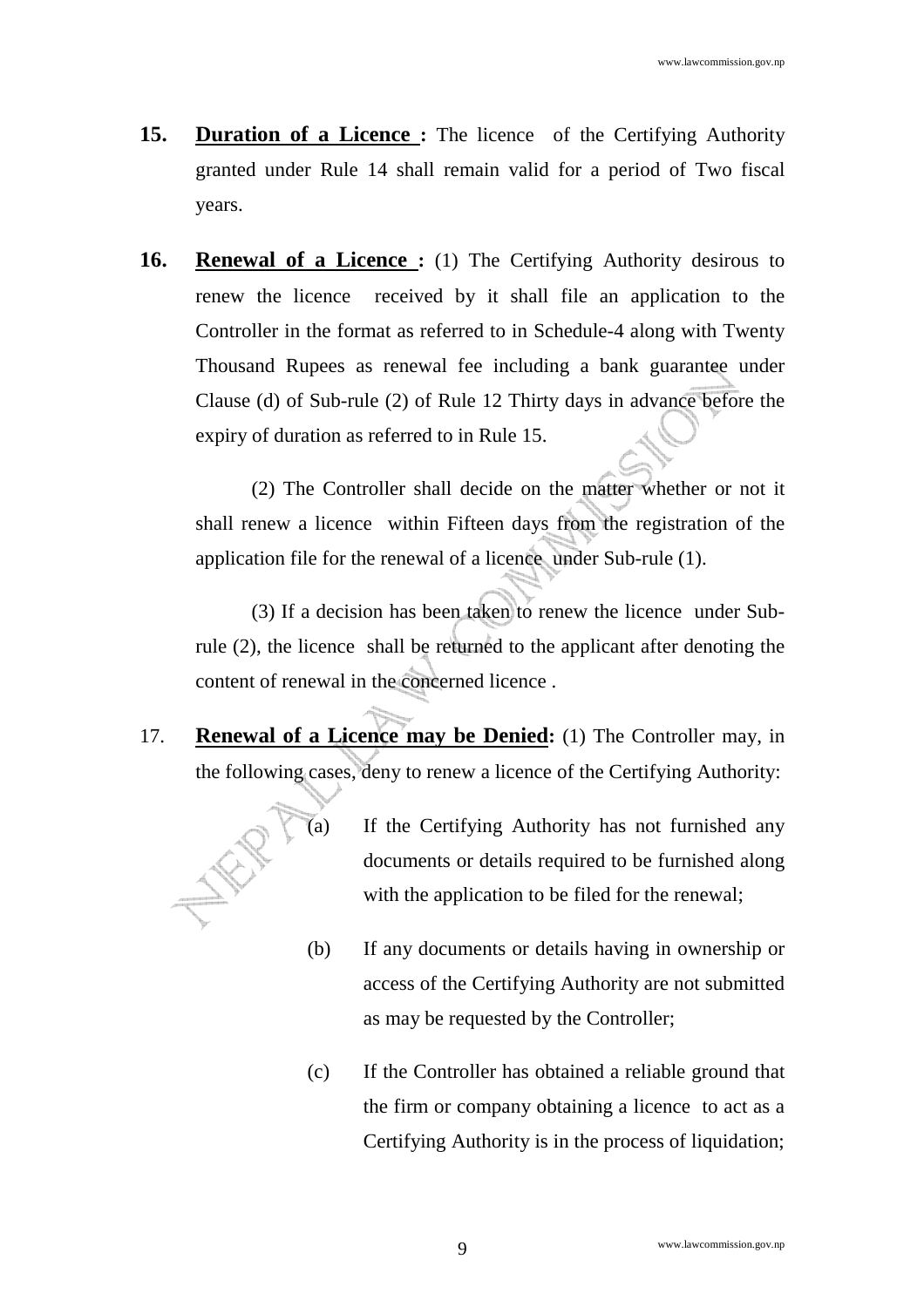**15.** **Duration of a Licence :** The licence of the Certifying Authority granted under Rule 14 shall remain valid for a period of Two fiscal years.

**16.** **Renewal of a Licence :** (1) The Certifying Authority desirous to renew the licence received by it shall file an application to the Controller in the format as referred to in Schedule-4 along with Twenty Thousand Rupees as renewal fee including a bank guarantee under Clause (d) of Sub-rule (2) of Rule 12 Thirty days in advance before the expiry of duration as referred to in Rule 15.

(2) The Controller shall decide on the matter whether or not it shall renew a licence within Fifteen days from the registration of the application file for the renewal of a licence under Sub-rule (1).

(3) If a decision has been taken to renew the licence under Sub-rule (2), the licence shall be returned to the applicant after denoting the content of renewal in the concerned licence .

17. **Renewal of a Licence may be Denied:** (1) The Controller may, in the following cases, deny to renew a licence of the Certifying Authority:

(a) If the Certifying Authority has not furnished any documents or details required to be furnished along with the application to be filed for the renewal;

(b) If any documents or details having in ownership or access of the Certifying Authority are not submitted as may be requested by the Controller;

(c) If the Controller has obtained a reliable ground that the firm or company obtaining a licence to act as a Certifying Authority is in the process of liquidation;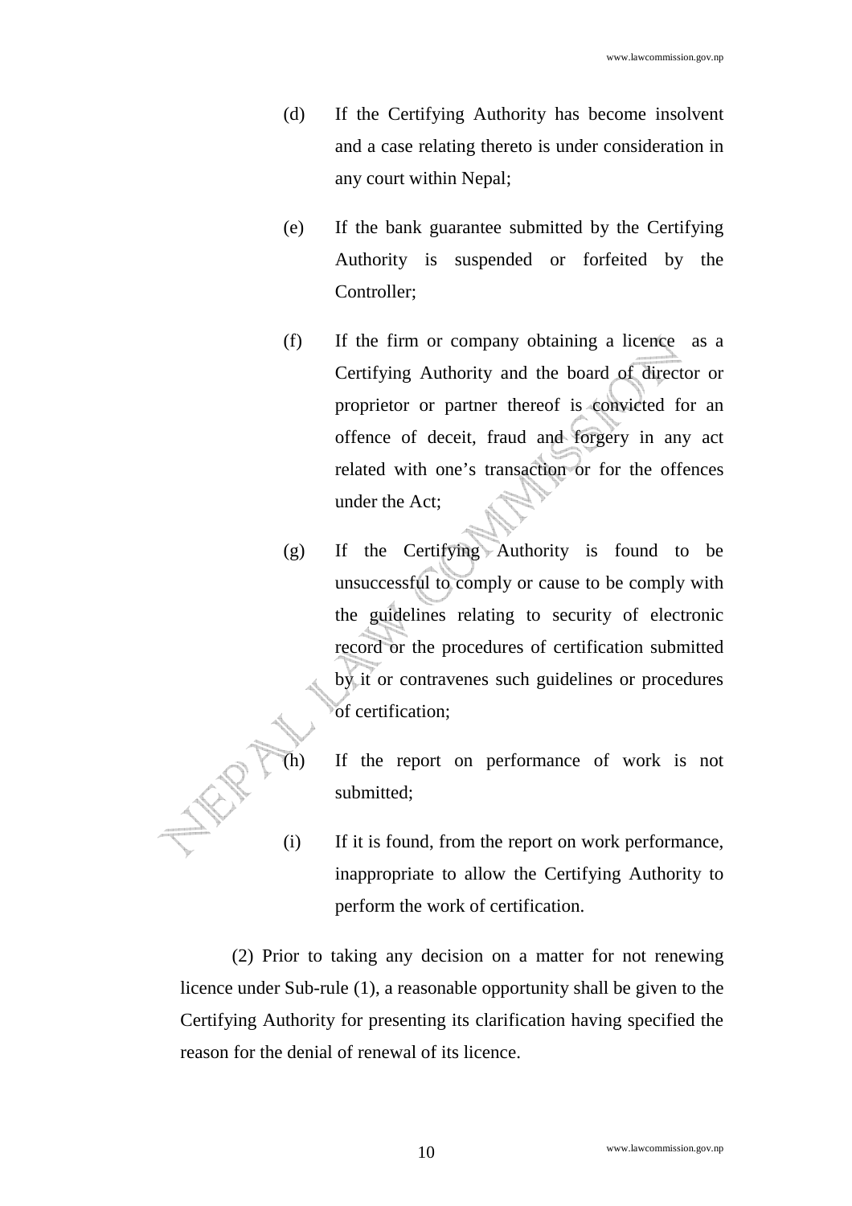(d) If the Certifying Authority has become insolvent and a case relating thereto is under consideration in any court within Nepal;

(e) If the bank guarantee submitted by the Certifying Authority is suspended or forfeited by the Controller;

(f) If the firm or company obtaining a licence as a Certifying Authority and the board of director or proprietor or partner thereof is convicted for an offence of deceit, fraud and forgery in any act related with one's transaction or for the offences under the Act;

(g) If the Certifying Authority is found to be unsuccessful to comply or cause to be comply with the guidelines relating to security of electronic record or the procedures of certification submitted by it or contravenes such guidelines or procedures of certification;

(h) If the report on performance of work is not submitted;

(i) If it is found, from the report on work performance, inappropriate to allow the Certifying Authority to perform the work of certification.

(2) Prior to taking any decision on a matter for not renewing licence under Sub-rule (1), a reasonable opportunity shall be given to the Certifying Authority for presenting its clarification having specified the reason for the denial of renewal of its licence.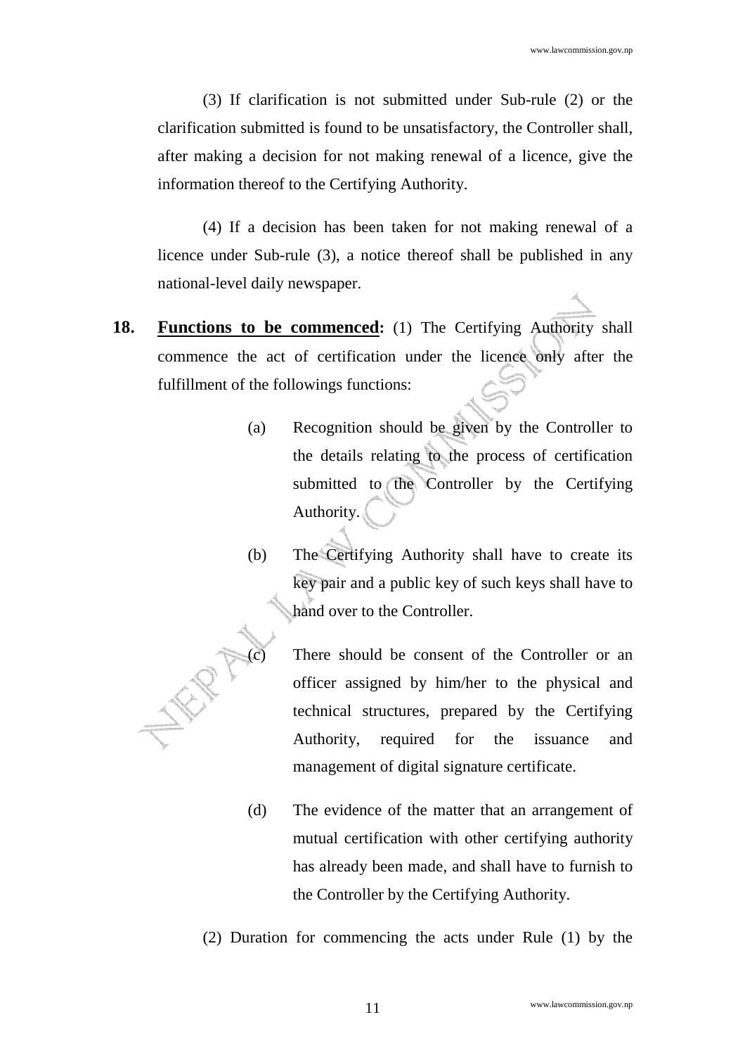(3) If clarification is not submitted under Sub-rule (2) or the clarification submitted is found to be unsatisfactory, the Controller shall, after making a decision for not making renewal of a licence, give the information thereof to the Certifying Authority.

(4) If a decision has been taken for not making renewal of a licence under Sub-rule (3), a notice thereof shall be published in any national-level daily newspaper.

**18. Functions to be commenced:** (1) The Certifying Authority shall commence the act of certification under the licence only after the fulfillment of the followings functions:

(a) Recognition should be given by the Controller to the details relating to the process of certification submitted to the Controller by the Certifying Authority.

(b) The Certifying Authority shall have to create its key pair and a public key of such keys shall have to hand over to the Controller.

(c) There should be consent of the Controller or an officer assigned by him/her to the physical and technical structures, prepared by the Certifying Authority, required for the issuance and management of digital signature certificate.

(d) The evidence of the matter that an arrangement of mutual certification with other certifying authority has already been made, and shall have to furnish to the Controller by the Certifying Authority.

(2) Duration for commencing the acts under Rule (1) by the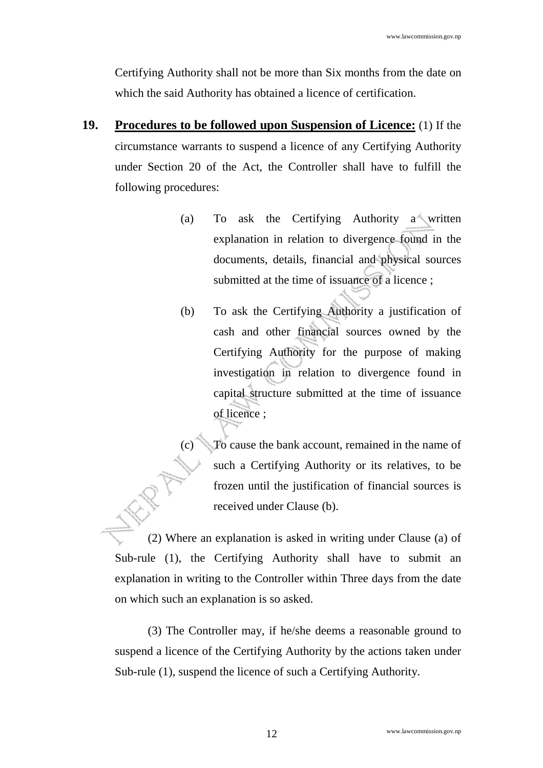Certifying Authority shall not be more than Six months from the date on which the said Authority has obtained a licence of certification.

**19.** **Procedures to be followed upon Suspension of Licence:** (1) If the circumstance warrants to suspend a licence of any Certifying Authority under Section 20 of the Act, the Controller shall have to fulfill the following procedures:

(a) To ask the Certifying Authority a written explanation in relation to divergence found in the documents, details, financial and physical sources submitted at the time of issuance of a licence ;

(b) To ask the Certifying Authority a justification of cash and other financial sources owned by the Certifying Authority for the purpose of making investigation in relation to divergence found in capital structure submitted at the time of issuance of licence ;

(c) To cause the bank account, remained in the name of such a Certifying Authority or its relatives, to be frozen until the justification of financial sources is received under Clause (b).

(2) Where an explanation is asked in writing under Clause (a) of Sub-rule (1), the Certifying Authority shall have to submit an explanation in writing to the Controller within Three days from the date on which such an explanation is so asked.

(3) The Controller may, if he/she deems a reasonable ground to suspend a licence of the Certifying Authority by the actions taken under Sub-rule (1), suspend the licence of such a Certifying Authority.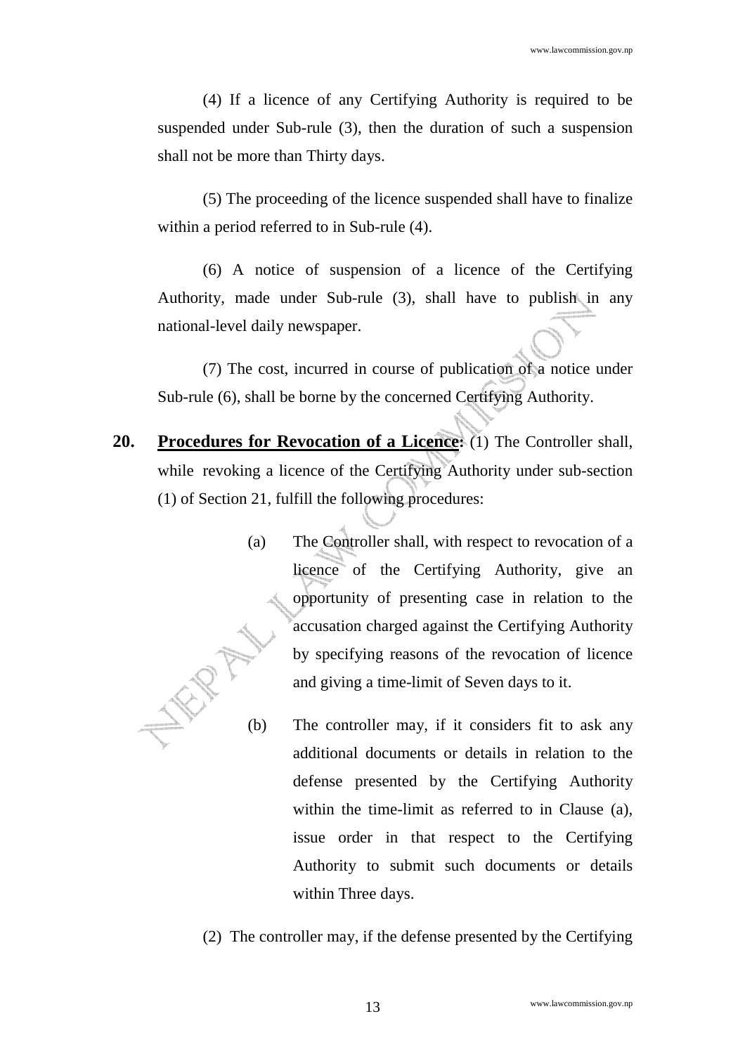(4) If a licence of any Certifying Authority is required to be suspended under Sub-rule (3), then the duration of such a suspension shall not be more than Thirty days.

(5) The proceeding of the licence suspended shall have to finalize within a period referred to in Sub-rule (4).

(6) A notice of suspension of a licence of the Certifying Authority, made under Sub-rule (3), shall have to publish in any national-level daily newspaper.

(7) The cost, incurred in course of publication of a notice under Sub-rule (6), shall be borne by the concerned Certifying Authority.

**20. <u>Procedures for Revocation of a Licence</u>:** (1) The Controller shall, while revoking a licence of the Certifying Authority under sub-section (1) of Section 21, fulfill the following procedures:

(a) The Controller shall, with respect to revocation of a licence of the Certifying Authority, give an opportunity of presenting case in relation to the accusation charged against the Certifying Authority by specifying reasons of the revocation of licence and giving a time-limit of Seven days to it.

(b) The controller may, if it considers fit to ask any additional documents or details in relation to the defense presented by the Certifying Authority within the time-limit as referred to in Clause (a), issue order in that respect to the Certifying Authority to submit such documents or details within Three days.

(2) The controller may, if the defense presented by the Certifying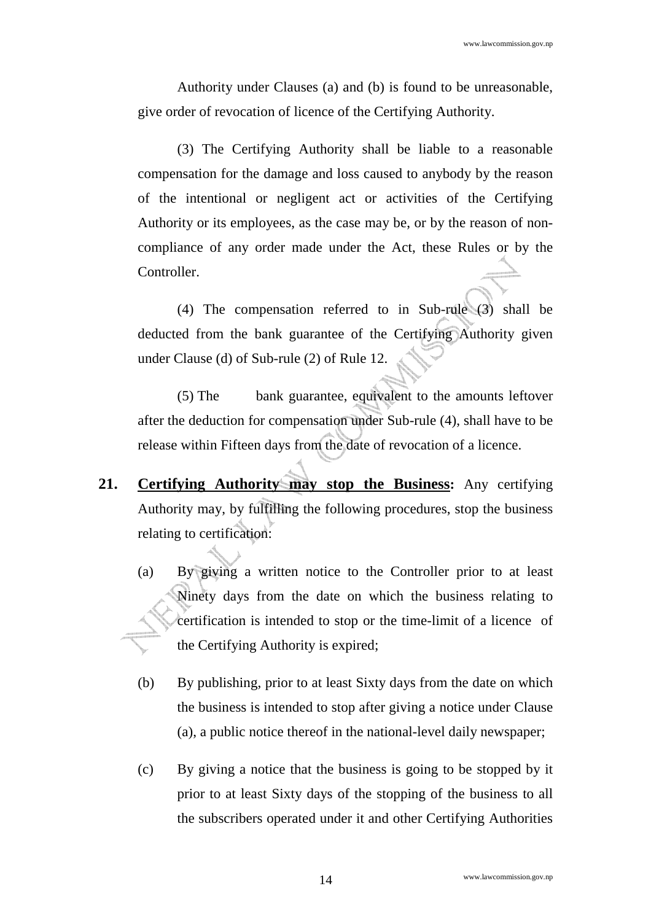Authority under Clauses (a) and (b) is found to be unreasonable, give order of revocation of licence of the Certifying Authority.

(3) The Certifying Authority shall be liable to a reasonable compensation for the damage and loss caused to anybody by the reason of the intentional or negligent act or activities of the Certifying Authority or its employees, as the case may be, or by the reason of non-compliance of any order made under the Act, these Rules or by the Controller.

(4) The compensation referred to in Sub-rule (3) shall be deducted from the bank guarantee of the Certifying Authority given under Clause (d) of Sub-rule (2) of Rule 12.

(5) The bank guarantee, equivalent to the amounts leftover after the deduction for compensation under Sub-rule (4), shall have to be release within Fifteen days from the date of revocation of a licence.

**21. Certifying Authority may stop the Business:** Any certifying Authority may, by fulfilling the following procedures, stop the business relating to certification:

(a) By giving a written notice to the Controller prior to at least Ninety days from the date on which the business relating to certification is intended to stop or the time-limit of a licence of the Certifying Authority is expired;

(b) By publishing, prior to at least Sixty days from the date on which the business is intended to stop after giving a notice under Clause (a), a public notice thereof in the national-level daily newspaper;

(c) By giving a notice that the business is going to be stopped by it prior to at least Sixty days of the stopping of the business to all the subscribers operated under it and other Certifying Authorities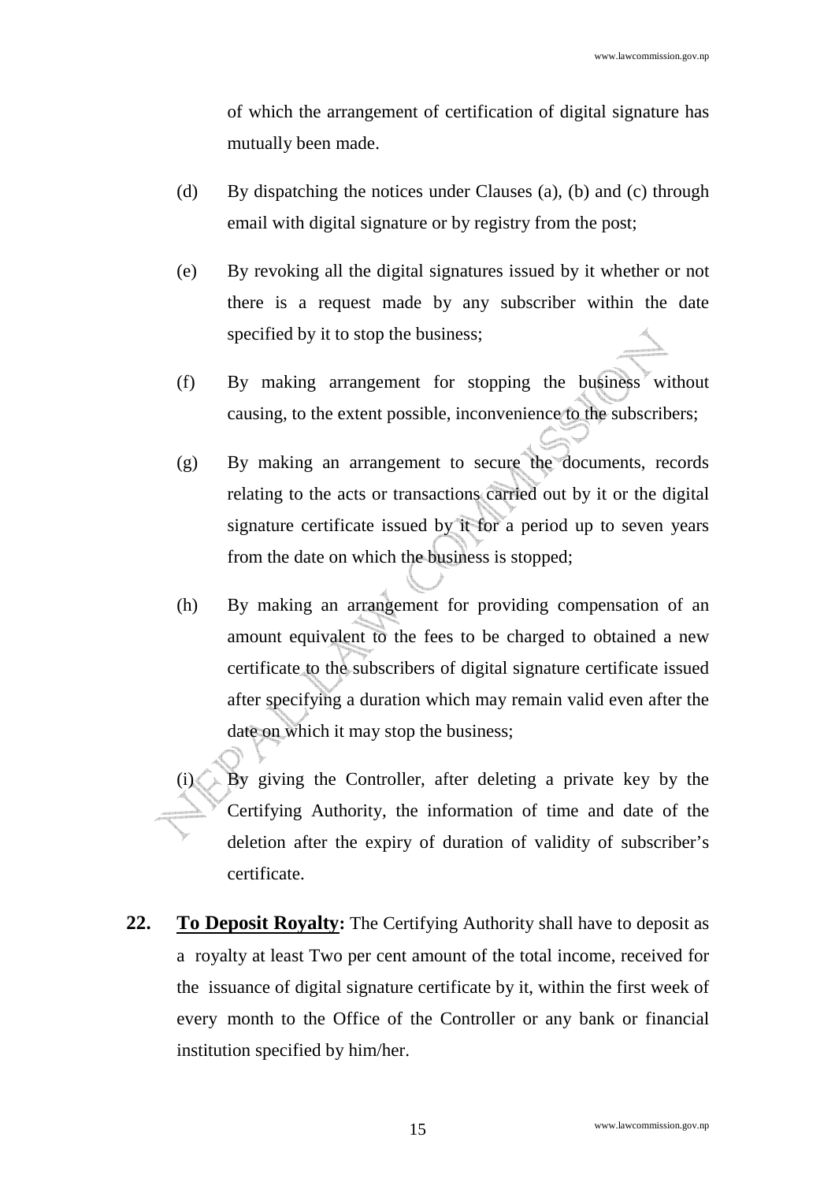of which the arrangement of certification of digital signature has mutually been made.

(d) By dispatching the notices under Clauses (a), (b) and (c) through email with digital signature or by registry from the post;

(e) By revoking all the digital signatures issued by it whether or not there is a request made by any subscriber within the date specified by it to stop the business;

(f) By making arrangement for stopping the business without causing, to the extent possible, inconvenience to the subscribers;

(g) By making an arrangement to secure the documents, records relating to the acts or transactions carried out by it or the digital signature certificate issued by it for a period up to seven years from the date on which the business is stopped;

(h) By making an arrangement for providing compensation of an amount equivalent to the fees to be charged to obtained a new certificate to the subscribers of digital signature certificate issued after specifying a duration which may remain valid even after the date on which it may stop the business;

(i) By giving the Controller, after deleting a private key by the Certifying Authority, the information of time and date of the deletion after the expiry of duration of validity of subscriber's certificate.

**22. To Deposit Royalty:** The Certifying Authority shall have to deposit as a royalty at least Two per cent amount of the total income, received for the issuance of digital signature certificate by it, within the first week of every month to the Office of the Controller or any bank or financial institution specified by him/her.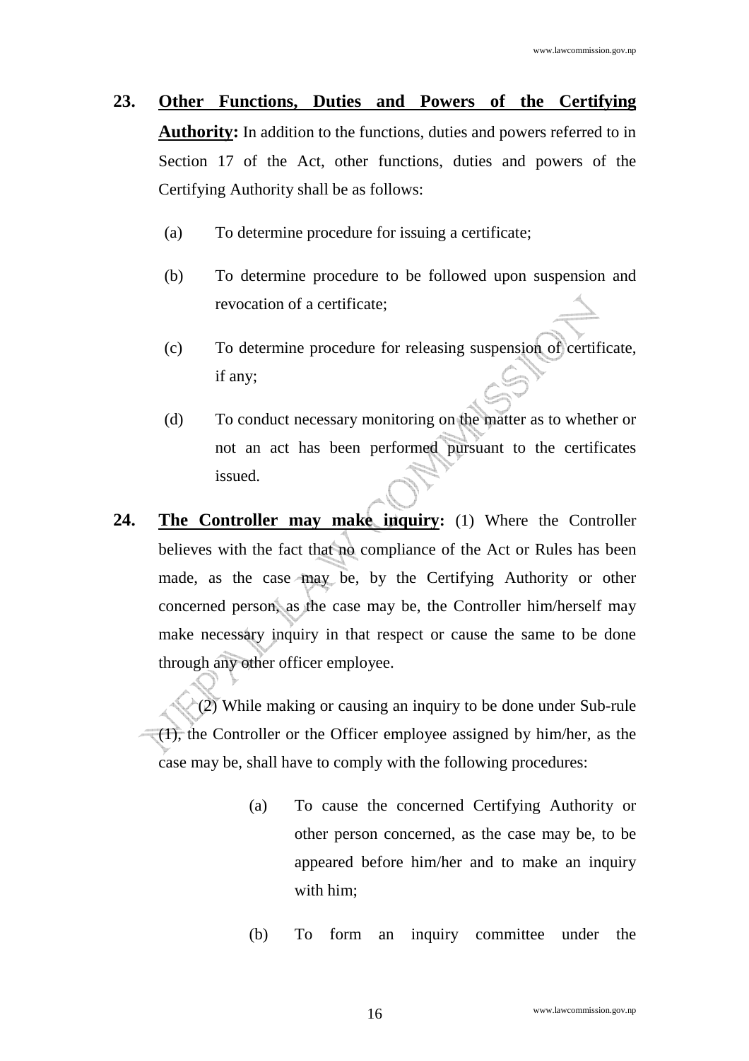**23. Other Functions, Duties and Powers of the Certifying Authority:** In addition to the functions, duties and powers referred to in Section 17 of the Act, other functions, duties and powers of the Certifying Authority shall be as follows:

(a) To determine procedure for issuing a certificate;

(b) To determine procedure to be followed upon suspension and revocation of a certificate;

(c) To determine procedure for releasing suspension of certificate, if any;

(d) To conduct necessary monitoring on the matter as to whether or not an act has been performed pursuant to the certificates issued.

**24. The Controller may make inquiry:** (1) Where the Controller believes with the fact that no compliance of the Act or Rules has been made, as the case may be, by the Certifying Authority or other concerned person, as the case may be, the Controller him/herself may make necessary inquiry in that respect or cause the same to be done through any other officer employee.

(2) While making or causing an inquiry to be done under Sub-rule (1), the Controller or the Officer employee assigned by him/her, as the case may be, shall have to comply with the following procedures:

(a) To cause the concerned Certifying Authority or other person concerned, as the case may be, to be appeared before him/her and to make an inquiry with him;

(b) To form an inquiry committee under the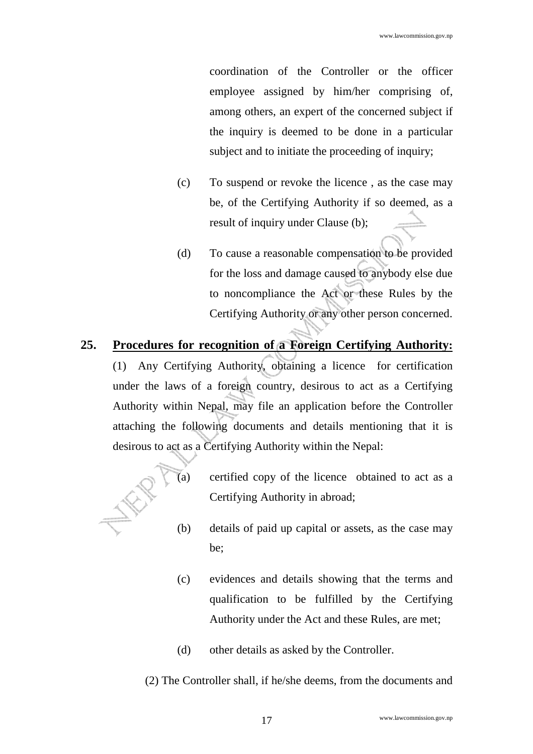coordination of the Controller or the officer employee assigned by him/her comprising of, among others, an expert of the concerned subject if the inquiry is deemed to be done in a particular subject and to initiate the proceeding of inquiry;

(c) To suspend or revoke the licence , as the case may be, of the Certifying Authority if so deemed, as a result of inquiry under Clause (b);

(d) To cause a reasonable compensation to be provided for the loss and damage caused to anybody else due to noncompliance the Act or these Rules by the Certifying Authority or any other person concerned.

**25. <u>Procedures for recognition of a Foreign Certifying Authority:</u>**

(1) Any Certifying Authority, obtaining a licence for certification under the laws of a foreign country, desirous to act as a Certifying Authority within Nepal, may file an application before the Controller attaching the following documents and details mentioning that it is desirous to act as a Certifying Authority within the Nepal:

(a) certified copy of the licence obtained to act as a Certifying Authority in abroad;

(b) details of paid up capital or assets, as the case may be;

(c) evidences and details showing that the terms and qualification to be fulfilled by the Certifying Authority under the Act and these Rules, are met;

(d) other details as asked by the Controller.

(2) The Controller shall, if he/she deems, from the documents and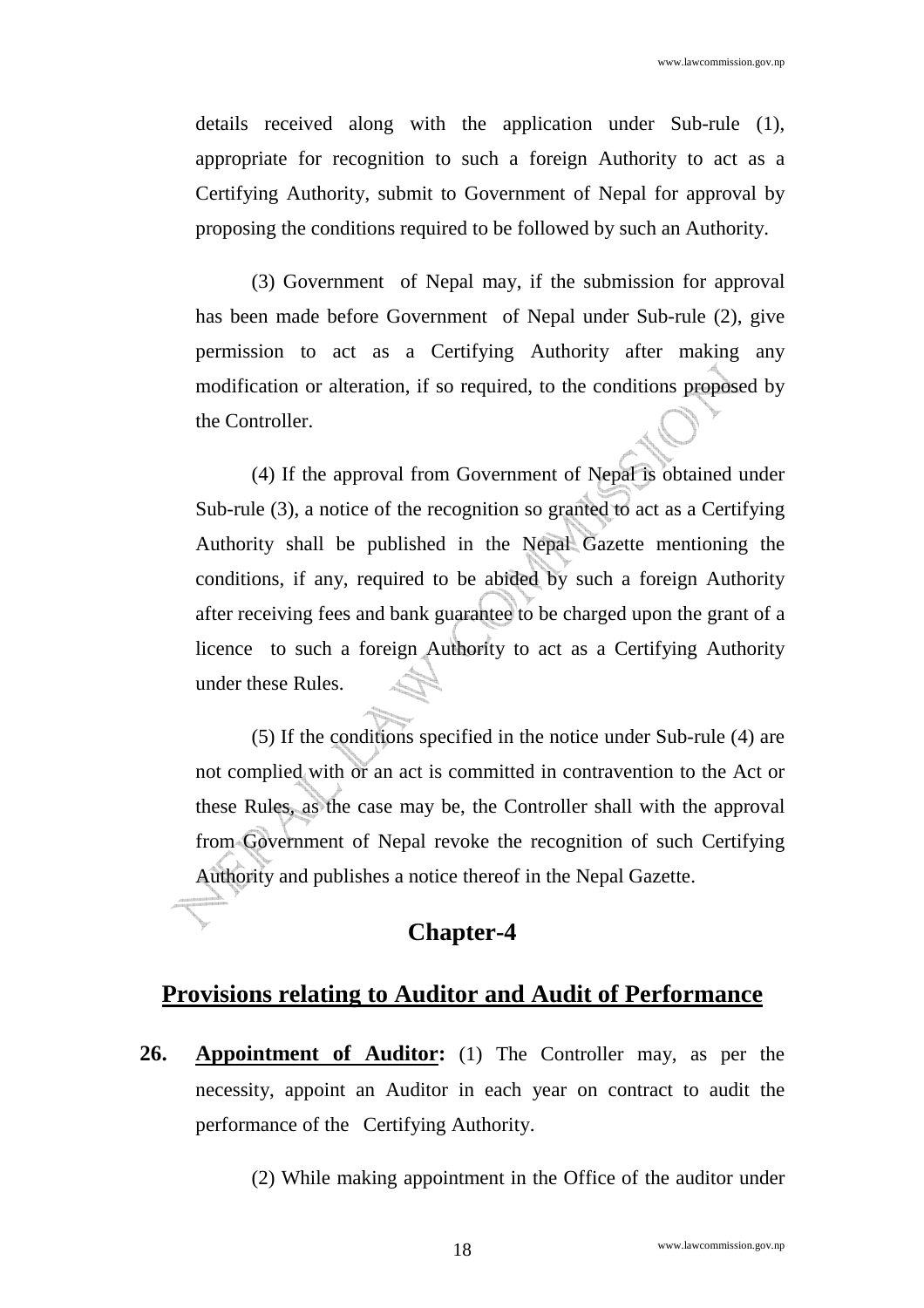details received along with the application under Sub-rule (1), appropriate for recognition to such a foreign Authority to act as a Certifying Authority, submit to Government of Nepal for approval by proposing the conditions required to be followed by such an Authority.

(3) Government of Nepal may, if the submission for approval has been made before Government of Nepal under Sub-rule (2), give permission to act as a Certifying Authority after making any modification or alteration, if so required, to the conditions proposed by the Controller.

(4) If the approval from Government of Nepal is obtained under Sub-rule (3), a notice of the recognition so granted to act as a Certifying Authority shall be published in the Nepal Gazette mentioning the conditions, if any, required to be abided by such a foreign Authority after receiving fees and bank guarantee to be charged upon the grant of a licence to such a foreign Authority to act as a Certifying Authority under these Rules.

(5) If the conditions specified in the notice under Sub-rule (4) are not complied with or an act is committed in contravention to the Act or these Rules, as the case may be, the Controller shall with the approval from Government of Nepal revoke the recognition of such Certifying Authority and publishes a notice thereof in the Nepal Gazette.

## Chapter-4

## Provisions relating to Auditor and Audit of Performance

**26. Appointment of Auditor:** (1) The Controller may, as per the necessity, appoint an Auditor in each year on contract to audit the performance of the Certifying Authority.

(2) While making appointment in the Office of the auditor under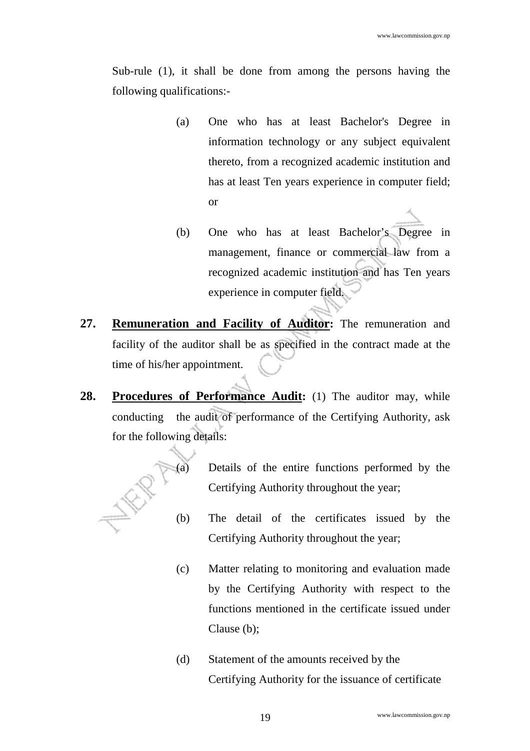Sub-rule (1), it shall be done from among the persons having the following qualifications:-

(a) One who has at least Bachelor's Degree in information technology or any subject equivalent thereto, from a recognized academic institution and has at least Ten years experience in computer field; or

(b) One who has at least Bachelor's Degree in management, finance or commercial law from a recognized academic institution and has Ten years experience in computer field.

**27. Remuneration and Facility of Auditor:** The remuneration and facility of the auditor shall be as specified in the contract made at the time of his/her appointment.

**28. Procedures of Performance Audit:** (1) The auditor may, while conducting the audit of performance of the Certifying Authority, ask for the following details:

(a) Details of the entire functions performed by the Certifying Authority throughout the year;

(b) The detail of the certificates issued by the Certifying Authority throughout the year;

(c) Matter relating to monitoring and evaluation made by the Certifying Authority with respect to the functions mentioned in the certificate issued under Clause (b);

(d) Statement of the amounts received by the Certifying Authority for the issuance of certificate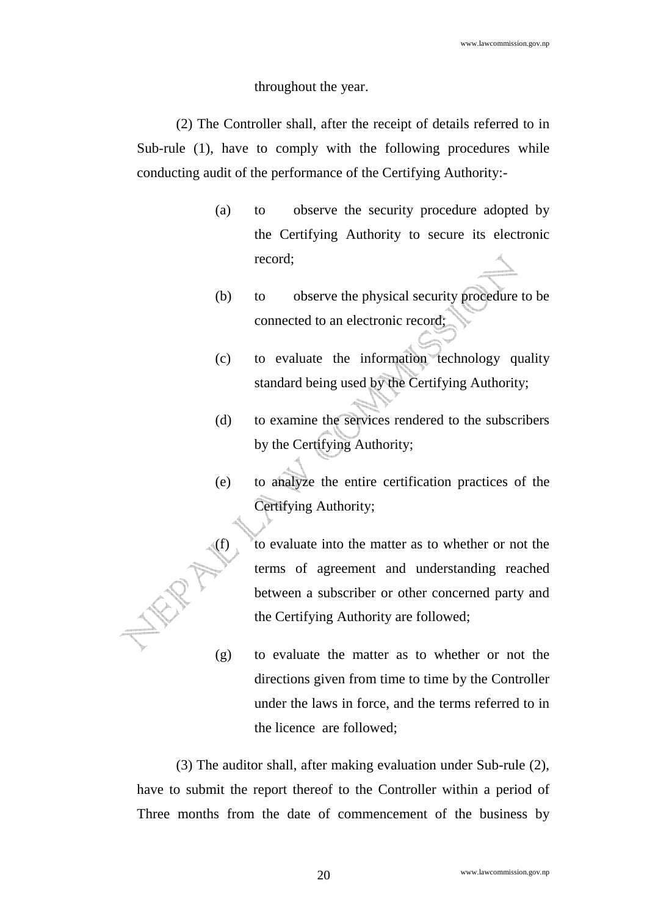throughout the year.

(2) The Controller shall, after the receipt of details referred to in Sub-rule (1), have to comply with the following procedures while conducting audit of the performance of the Certifying Authority:-

(a) to observe the security procedure adopted by the Certifying Authority to secure its electronic record;

(b) to observe the physical security procedure to be connected to an electronic record;

(c) to evaluate the information technology quality standard being used by the Certifying Authority;

(d) to examine the services rendered to the subscribers by the Certifying Authority;

(e) to analyze the entire certification practices of the Certifying Authority;

(f) to evaluate into the matter as to whether or not the terms of agreement and understanding reached between a subscriber or other concerned party and the Certifying Authority are followed;

(g) to evaluate the matter as to whether or not the directions given from time to time by the Controller under the laws in force, and the terms referred to in the licence are followed;

(3) The auditor shall, after making evaluation under Sub-rule (2), have to submit the report thereof to the Controller within a period of Three months from the date of commencement of the business by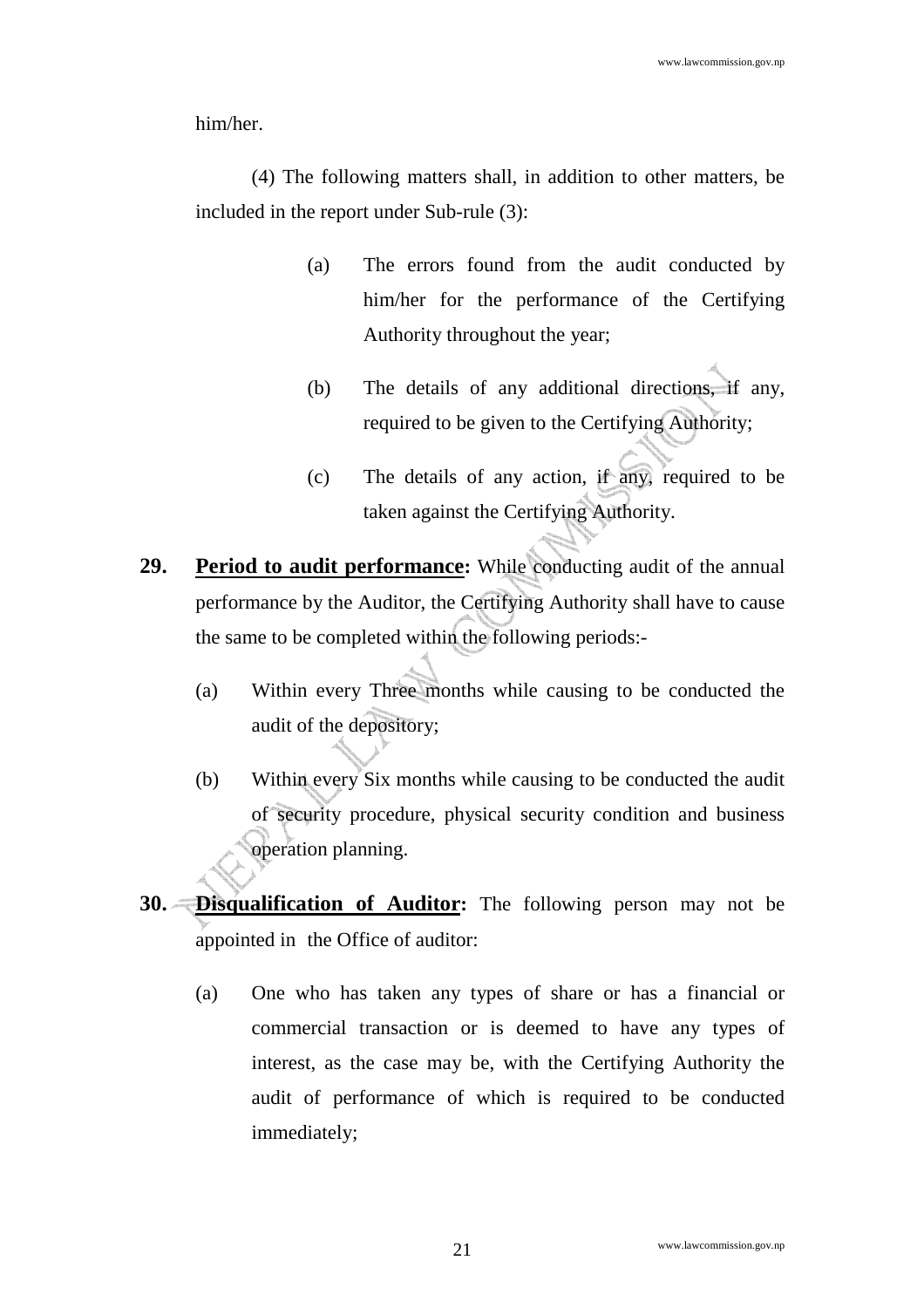him/her.

(4) The following matters shall, in addition to other matters, be included in the report under Sub-rule (3):

(a) The errors found from the audit conducted by him/her for the performance of the Certifying Authority throughout the year;

(b) The details of any additional directions, if any, required to be given to the Certifying Authority;

(c) The details of any action, if any, required to be taken against the Certifying Authority.

**29. Period to audit performance:** While conducting audit of the annual performance by the Auditor, the Certifying Authority shall have to cause the same to be completed within the following periods:-

(a) Within every Three months while causing to be conducted the audit of the depository;

(b) Within every Six months while causing to be conducted the audit of security procedure, physical security condition and business operation planning.

**30. Disqualification of Auditor:** The following person may not be appointed in the Office of auditor:

(a) One who has taken any types of share or has a financial or commercial transaction or is deemed to have any types of interest, as the case may be, with the Certifying Authority the audit of performance of which is required to be conducted immediately;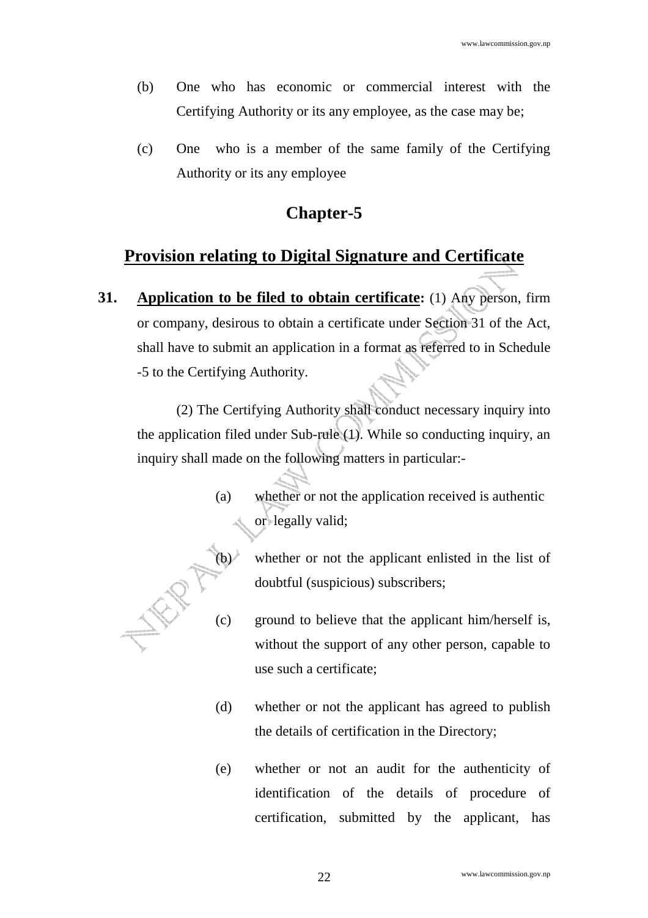(b) One who has economic or commercial interest with the Certifying Authority or its any employee, as the case may be;

(c) One who is a member of the same family of the Certifying Authority or its any employee

## Chapter-5

## Provision relating to Digital Signature and Certificate

**31. Application to be filed to obtain certificate:** (1) Any person, firm or company, desirous to obtain a certificate under Section 31 of the Act, shall have to submit an application in a format as referred to in Schedule -5 to the Certifying Authority.

(2) The Certifying Authority shall conduct necessary inquiry into the application filed under Sub-rule (1). While so conducting inquiry, an inquiry shall made on the following matters in particular:-

(a) whether or not the application received is authentic or legally valid;

(b) whether or not the applicant enlisted in the list of doubtful (suspicious) subscribers;

(c) ground to believe that the applicant him/herself is, without the support of any other person, capable to use such a certificate;

(d) whether or not the applicant has agreed to publish the details of certification in the Directory;

(e) whether or not an audit for the authenticity of identification of the details of procedure of certification, submitted by the applicant, has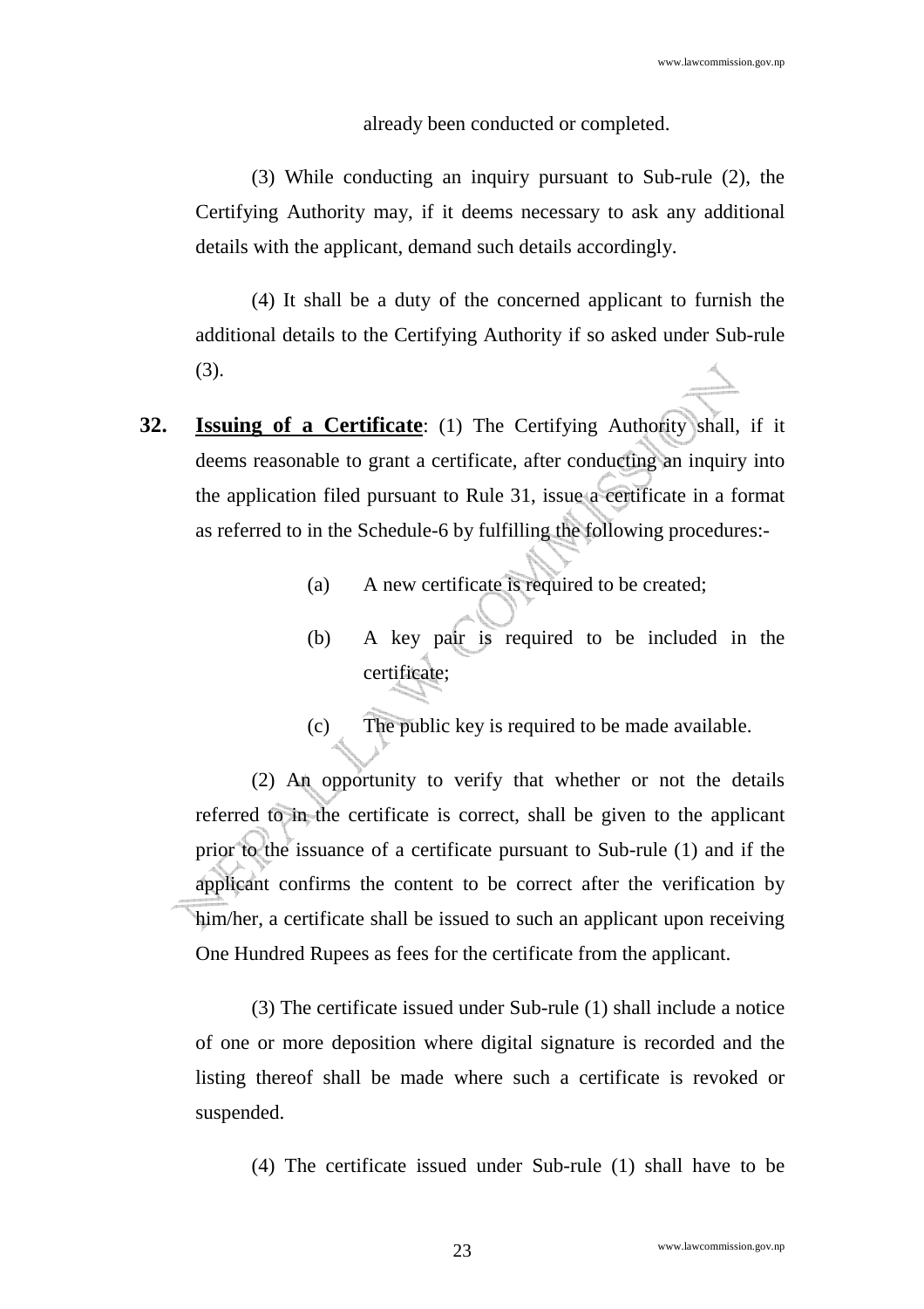already been conducted or completed.

(3) While conducting an inquiry pursuant to Sub-rule (2), the Certifying Authority may, if it deems necessary to ask any additional details with the applicant, demand such details accordingly.

(4) It shall be a duty of the concerned applicant to furnish the additional details to the Certifying Authority if so asked under Sub-rule (3).

**32. Issuing of a Certificate**: (1) The Certifying Authority shall, if it deems reasonable to grant a certificate, after conducting an inquiry into the application filed pursuant to Rule 31, issue a certificate in a format as referred to in the Schedule-6 by fulfilling the following procedures:-

(a) A new certificate is required to be created;

(b) A key pair is required to be included in the certificate;

(c) The public key is required to be made available.

(2) An opportunity to verify that whether or not the details referred to in the certificate is correct, shall be given to the applicant prior to the issuance of a certificate pursuant to Sub-rule (1) and if the applicant confirms the content to be correct after the verification by him/her, a certificate shall be issued to such an applicant upon receiving One Hundred Rupees as fees for the certificate from the applicant.

(3) The certificate issued under Sub-rule (1) shall include a notice of one or more deposition where digital signature is recorded and the listing thereof shall be made where such a certificate is revoked or suspended.

(4) The certificate issued under Sub-rule (1) shall have to be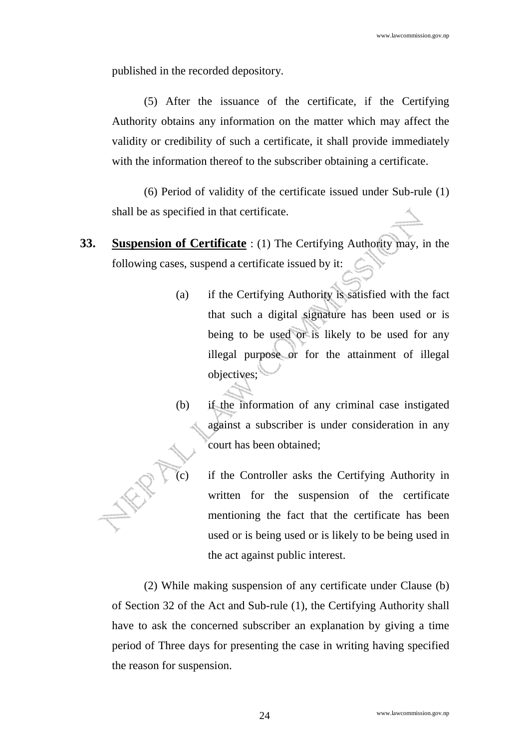published in the recorded depository.

(5) After the issuance of the certificate, if the Certifying Authority obtains any information on the matter which may affect the validity or credibility of such a certificate, it shall provide immediately with the information thereof to the subscriber obtaining a certificate.

(6) Period of validity of the certificate issued under Sub-rule (1) shall be as specified in that certificate.

**33. Suspension of Certificate** : (1) The Certifying Authority may, in the following cases, suspend a certificate issued by it:

(a) if the Certifying Authority is satisfied with the fact that such a digital signature has been used or is being to be used or is likely to be used for any illegal purpose or for the attainment of illegal objectives;

(b) if the information of any criminal case instigated against a subscriber is under consideration in any court has been obtained;

(c) if the Controller asks the Certifying Authority in written for the suspension of the certificate mentioning the fact that the certificate has been used or is being used or is likely to be being used in the act against public interest.

(2) While making suspension of any certificate under Clause (b) of Section 32 of the Act and Sub-rule (1), the Certifying Authority shall have to ask the concerned subscriber an explanation by giving a time period of Three days for presenting the case in writing having specified the reason for suspension.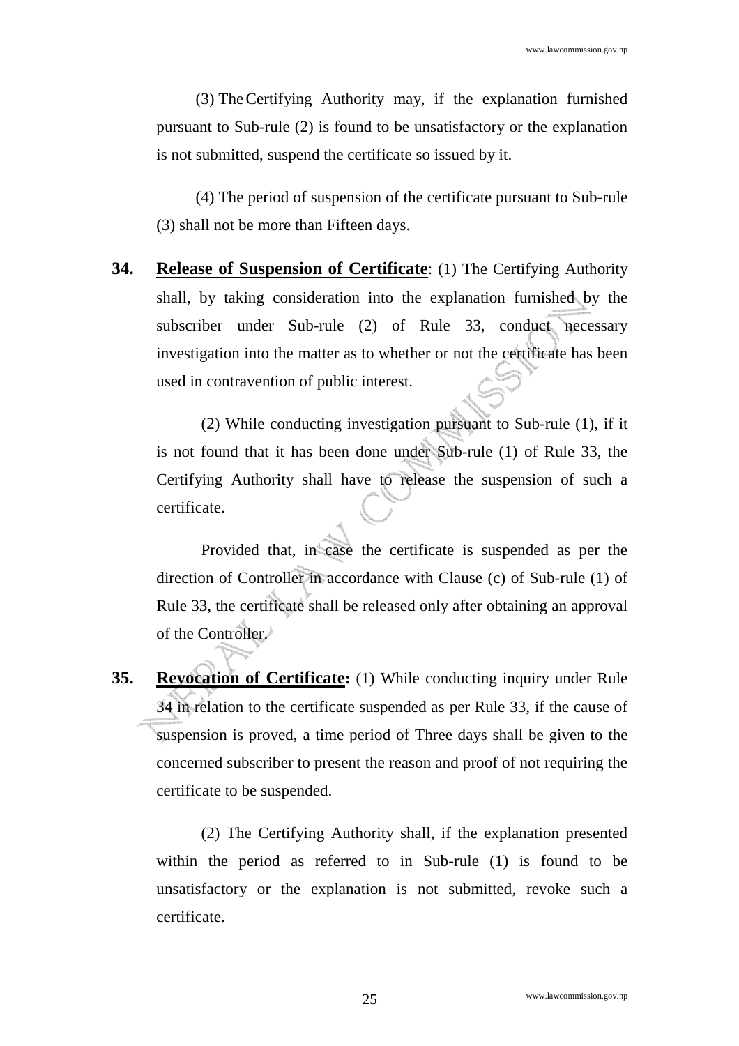(3) The Certifying Authority may, if the explanation furnished pursuant to Sub-rule (2) is found to be unsatisfactory or the explanation is not submitted, suspend the certificate so issued by it.

(4) The period of suspension of the certificate pursuant to Sub-rule (3) shall not be more than Fifteen days.

**34.** **<u>Release of Suspension of Certificate</u>**: (1) The Certifying Authority shall, by taking consideration into the explanation furnished by the subscriber under Sub-rule (2) of Rule 33, conduct necessary investigation into the matter as to whether or not the certificate has been used in contravention of public interest.

(2) While conducting investigation pursuant to Sub-rule (1), if it is not found that it has been done under Sub-rule (1) of Rule 33, the Certifying Authority shall have to release the suspension of such a certificate.

Provided that, in case the certificate is suspended as per the direction of Controller in accordance with Clause (c) of Sub-rule (1) of Rule 33, the certificate shall be released only after obtaining an approval of the Controller.

**35.** **<u>Revocation of Certificate:</u>** (1) While conducting inquiry under Rule 34 in relation to the certificate suspended as per Rule 33, if the cause of suspension is proved, a time period of Three days shall be given to the concerned subscriber to present the reason and proof of not requiring the certificate to be suspended.

(2) The Certifying Authority shall, if the explanation presented within the period as referred to in Sub-rule (1) is found to be unsatisfactory or the explanation is not submitted, revoke such a certificate.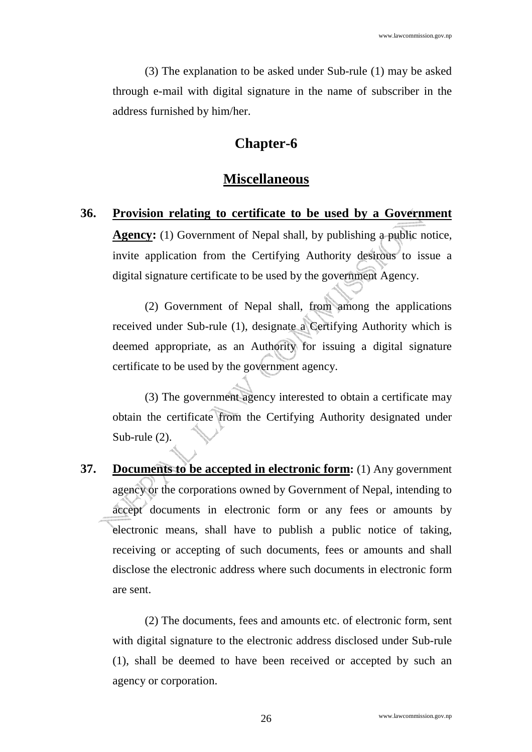(3) The explanation to be asked under Sub-rule (1) may be asked through e-mail with digital signature in the name of subscriber in the address furnished by him/her.

## Chapter-6

## Miscellaneous

**36. Provision relating to certificate to be used by a Government Agency:** (1) Government of Nepal shall, by publishing a public notice, invite application from the Certifying Authority desirous to issue a digital signature certificate to be used by the government Agency.

(2) Government of Nepal shall, from among the applications received under Sub-rule (1), designate a Certifying Authority which is deemed appropriate, as an Authority for issuing a digital signature certificate to be used by the government agency.

(3) The government agency interested to obtain a certificate may obtain the certificate from the Certifying Authority designated under Sub-rule (2).

**37. Documents to be accepted in electronic form:** (1) Any government agency or the corporations owned by Government of Nepal, intending to accept documents in electronic form or any fees or amounts by electronic means, shall have to publish a public notice of taking, receiving or accepting of such documents, fees or amounts and shall disclose the electronic address where such documents in electronic form are sent.

(2) The documents, fees and amounts etc. of electronic form, sent with digital signature to the electronic address disclosed under Sub-rule (1), shall be deemed to have been received or accepted by such an agency or corporation.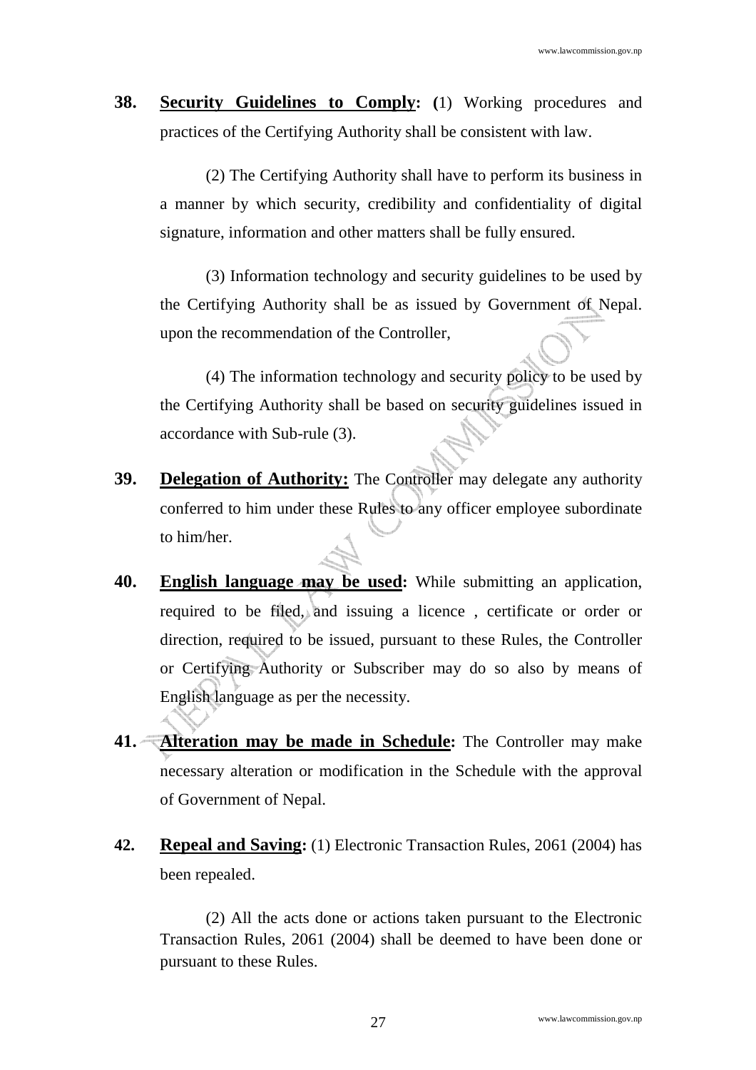**38. <u>Security Guidelines to Comply</u>:** (1) Working procedures and practices of the Certifying Authority shall be consistent with law.

(2) The Certifying Authority shall have to perform its business in a manner by which security, credibility and confidentiality of digital signature, information and other matters shall be fully ensured.

(3) Information technology and security guidelines to be used by the Certifying Authority shall be as issued by Government of Nepal. upon the recommendation of the Controller,

(4) The information technology and security policy to be used by the Certifying Authority shall be based on security guidelines issued in accordance with Sub-rule (3).

**39. <u>Delegation of Authority:</u>** The Controller may delegate any authority conferred to him under these Rules to any officer employee subordinate to him/her.

**40. <u>English language may be used</u>:** While submitting an application, required to be filed, and issuing a licence , certificate or order or direction, required to be issued, pursuant to these Rules, the Controller or Certifying Authority or Subscriber may do so also by means of English language as per the necessity.

**41. <u>Alteration may be made in Schedule</u>:** The Controller may make necessary alteration or modification in the Schedule with the approval of Government of Nepal.

**42. <u>Repeal and Saving</u>:** (1) Electronic Transaction Rules, 2061 (2004) has been repealed.

(2) All the acts done or actions taken pursuant to the Electronic Transaction Rules, 2061 (2004) shall be deemed to have been done or pursuant to these Rules.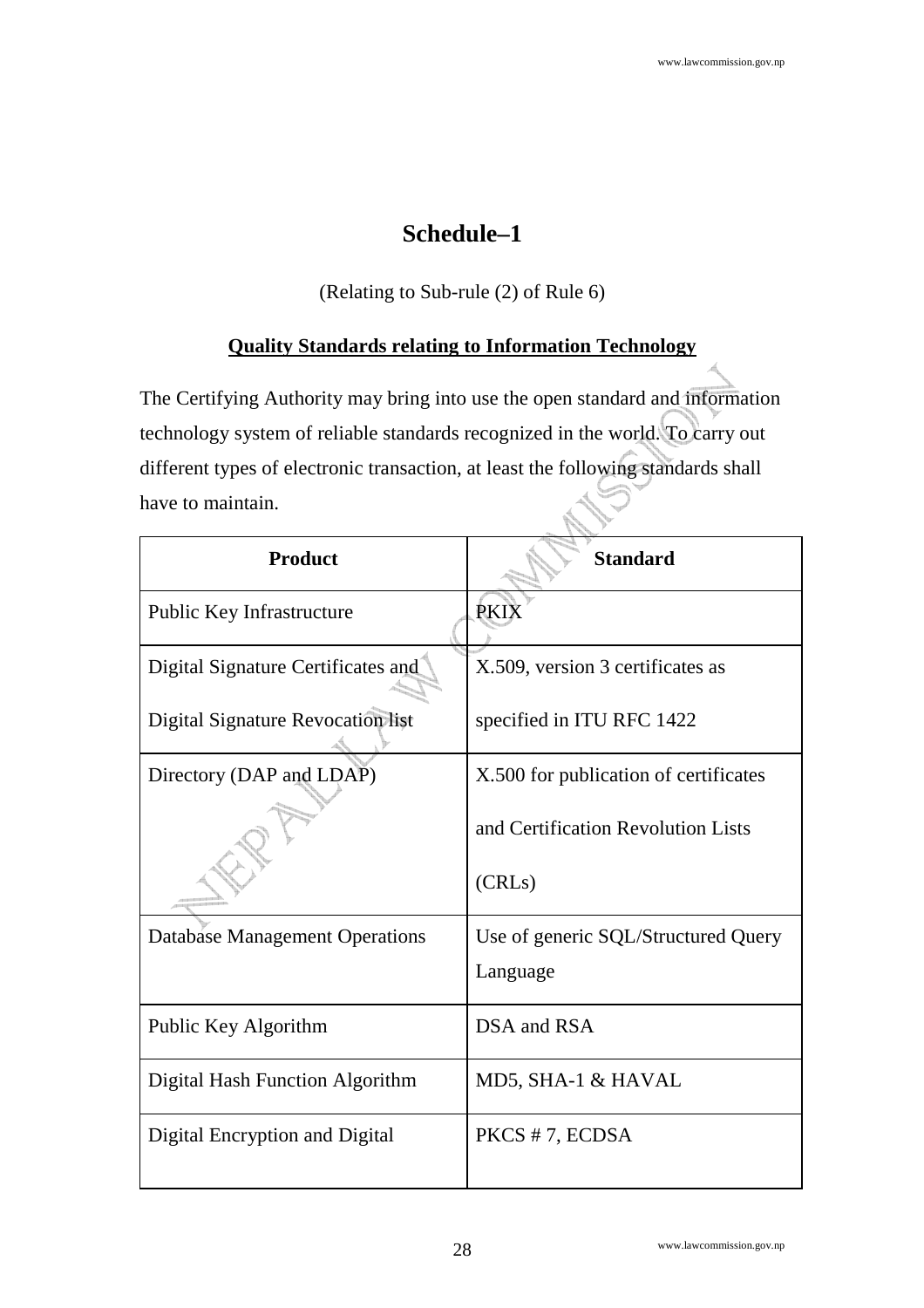# Schedule–1

(Relating to Sub-rule (2) of Rule 6)

**Quality Standards relating to Information Technology**

The Certifying Authority may bring into use the open standard and information technology system of reliable standards recognized in the world. To carry out different types of electronic transaction, at least the following standards shall have to maintain.

| Product | Standard |
|---|---|
| Public Key Infrastructure | PKIX |
| Digital Signature Certificates and Digital Signature Revocation list | X.509, version 3 certificates as specified in ITU RFC 1422 |
| Directory (DAP and LDAP) | X.500 for publication of certificates and Certification Revolution Lists (CRLs) |
| Database Management Operations | Use of generic SQL/Structured Query Language |
| Public Key Algorithm | DSA and RSA |
| Digital Hash Function Algorithm | MD5, SHA-1 & HAVAL |
| Digital Encryption and Digital | PKCS # 7, ECDSA |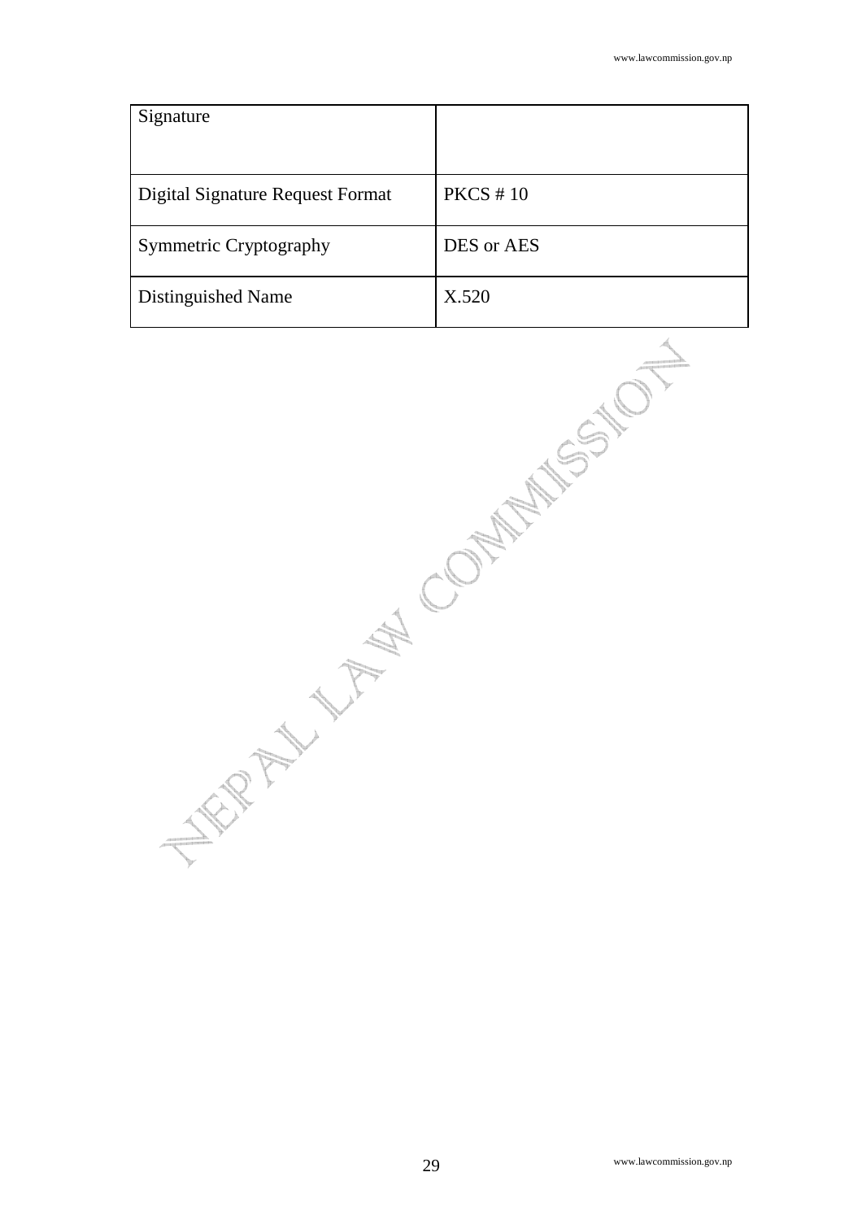| Signature | |
|---|---|
| Digital Signature Request Format | PKCS # 10 |
| Symmetric Cryptography | DES or AES |
| Distinguished Name | X.520 |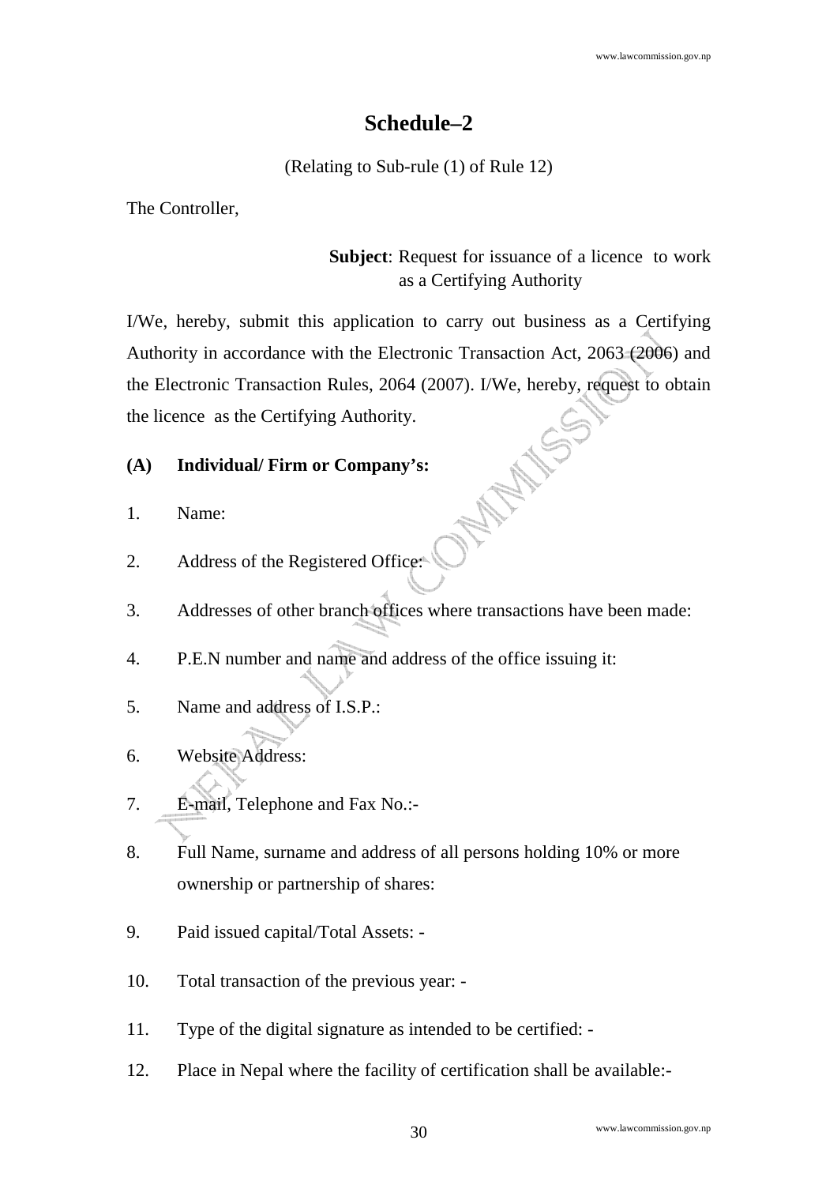# Schedule–2

(Relating to Sub-rule (1) of Rule 12)

The Controller,

**Subject**: Request for issuance of a licence to work as a Certifying Authority

I/We, hereby, submit this application to carry out business as a Certifying Authority in accordance with the Electronic Transaction Act, 2063 (2006) and the Electronic Transaction Rules, 2064 (2007). I/We, hereby, request to obtain the licence as the Certifying Authority.

**(A) Individual/ Firm or Company's:**

1. Name:
2. Address of the Registered Office:
3. Addresses of other branch offices where transactions have been made:
4. P.E.N number and name and address of the office issuing it:
5. Name and address of I.S.P.:
6. Website Address:
7. E-mail, Telephone and Fax No.:-
8. Full Name, surname and address of all persons holding 10% or more ownership or partnership of shares:
9. Paid issued capital/Total Assets: -
10. Total transaction of the previous year: -
11. Type of the digital signature as intended to be certified: -
12. Place in Nepal where the facility of certification shall be available:-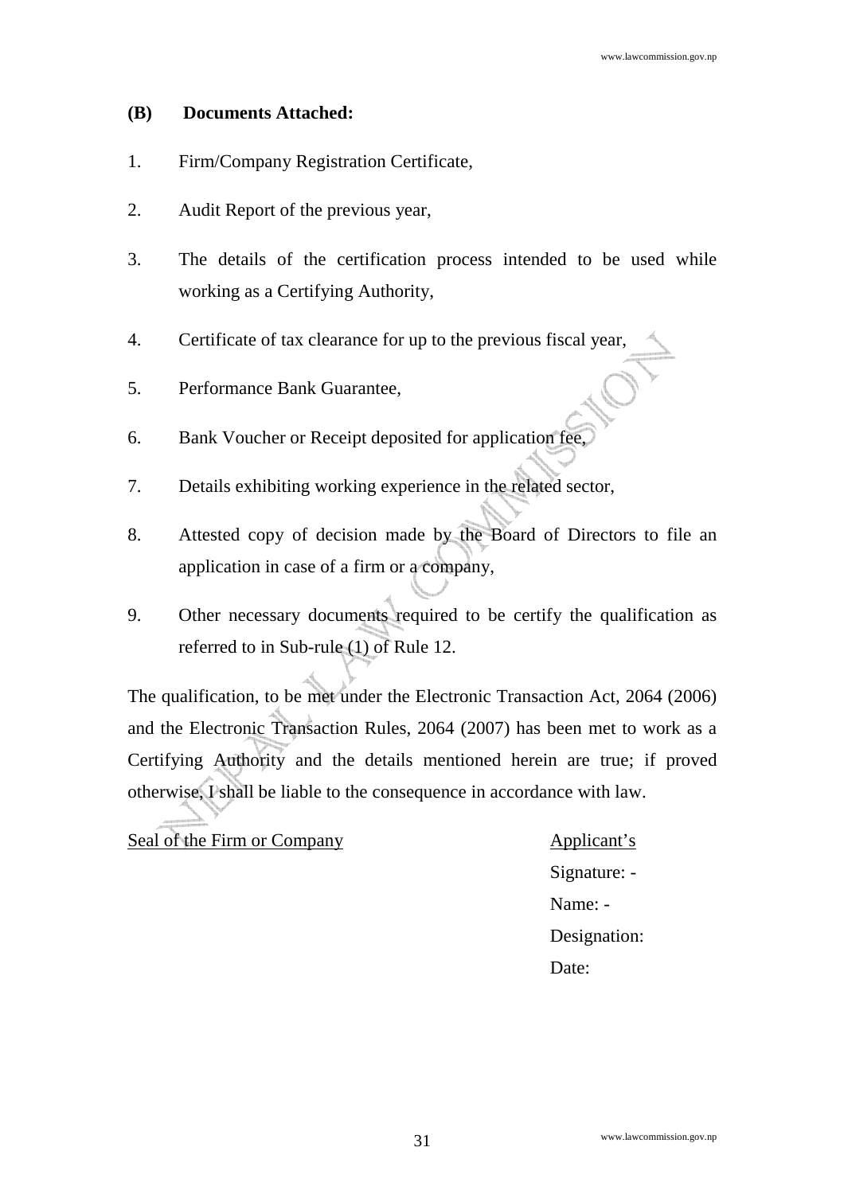**(B) Documents Attached:**

1. Firm/Company Registration Certificate,
2. Audit Report of the previous year,
3. The details of the certification process intended to be used while working as a Certifying Authority,
4. Certificate of tax clearance for up to the previous fiscal year,
5. Performance Bank Guarantee,
6. Bank Voucher or Receipt deposited for application fee,
7. Details exhibiting working experience in the related sector,
8. Attested copy of decision made by the Board of Directors to file an application in case of a firm or a company,
9. Other necessary documents required to be certify the qualification as referred to in Sub-rule (1) of Rule 12.

The qualification, to be met under the Electronic Transaction Act, 2064 (2006) and the Electronic Transaction Rules, 2064 (2007) has been met to work as a Certifying Authority and the details mentioned herein are true; if proved otherwise, I shall be liable to the consequence in accordance with law.

Seal of the Firm or Company

Applicant's

Signature: -

Name: -

Designation:

Date: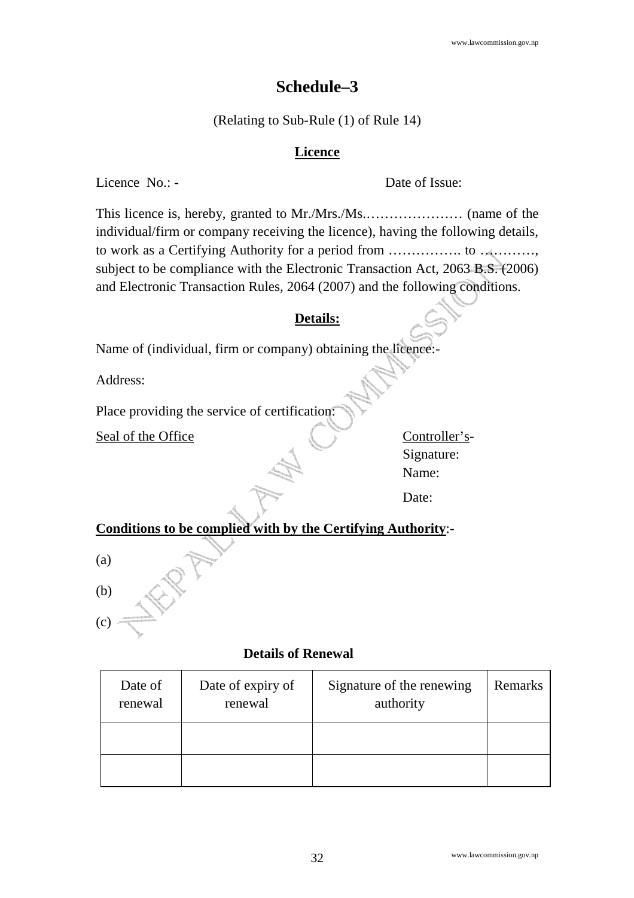# Schedule–3

(Relating to Sub-Rule (1) of Rule 14)

## Licence

Licence No.: - Date of Issue:

This licence is, hereby, granted to Mr./Mrs./Ms.………………… (name of the individual/firm or company receiving the licence), having the following details, to work as a Certifying Authority for a period from ……………. to …………, subject to be compliance with the Electronic Transaction Act, 2063 B.S. (2006) and Electronic Transaction Rules, 2064 (2007) and the following conditions.

## Details:

Name of (individual, firm or company) obtaining the licence:-

Address:

Place providing the service of certification:

Seal of the Office

Controller's-
Signature:
Name:
Date:

**Conditions to be complied with by the Certifying Authority**:-

(a)

(b)

(c)

**Details of Renewal**

| Date of renewal | Date of expiry of renewal | Signature of the renewing authority | Remarks |
|---|---|---|---|
| | | | |
| | | | |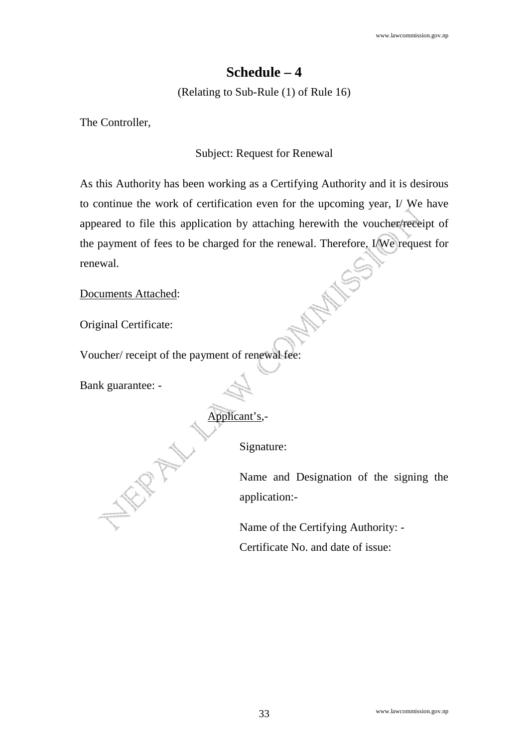## Schedule – 4

(Relating to Sub-Rule (1) of Rule 16)

The Controller,

Subject: Request for Renewal

As this Authority has been working as a Certifying Authority and it is desirous to continue the work of certification even for the upcoming year, I/ We have appeared to file this application by attaching herewith the voucher/receipt of the payment of fees to be charged for the renewal. Therefore, I/We request for renewal.

<u>Documents Attached</u>:

Original Certificate:

Voucher/ receipt of the payment of renewal fee:

Bank guarantee: -

<u>Applicant's</u>,-

Signature:

Name and Designation of the signing the application:-

Name of the Certifying Authority: -

Certificate No. and date of issue: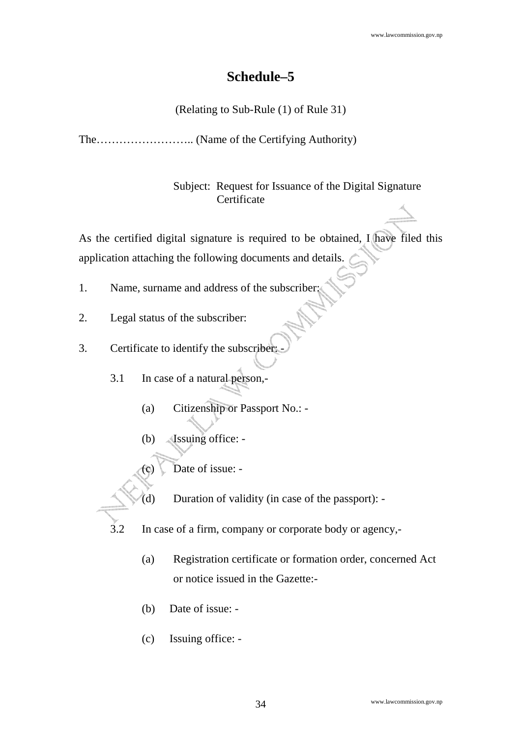# Schedule–5

(Relating to Sub-Rule (1) of Rule 31)

The…………………….. (Name of the Certifying Authority)

Subject: Request for Issuance of the Digital Signature Certificate

As the certified digital signature is required to be obtained, I have filed this application attaching the following documents and details.

1. Name, surname and address of the subscriber:
2. Legal status of the subscriber:
3. Certificate to identify the subscriber: -
   - 3.1 In case of a natural person,-
     - (a) Citizenship or Passport No.: -
     - (b) Issuing office: -
     - (c) Date of issue: -
     - (d) Duration of validity (in case of the passport): -
   - 3.2 In case of a firm, company or corporate body or agency,-
     - (a) Registration certificate or formation order, concerned Act or notice issued in the Gazette:-
     - (b) Date of issue: -
     - (c) Issuing office: -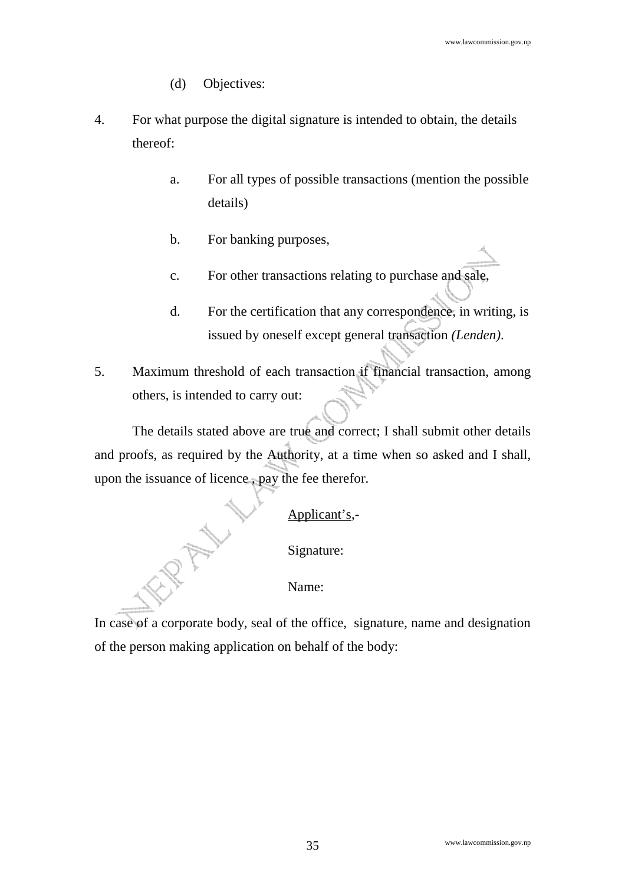(d) Objectives:

4. For what purpose the digital signature is intended to obtain, the details thereof:

   a. For all types of possible transactions (mention the possible details)

   b. For banking purposes,

   c. For other transactions relating to purchase and sale,

   d. For the certification that any correspondence, in writing, is issued by oneself except general transaction *(Lenden)*.

5. Maximum threshold of each transaction if financial transaction, among others, is intended to carry out:

The details stated above are true and correct; I shall submit other details and proofs, as required by the Authority, at a time when so asked and I shall, upon the issuance of licence , pay the fee therefor.

Applicant's,-

Signature:

Name:

In case of a corporate body, seal of the office, signature, name and designation of the person making application on behalf of the body: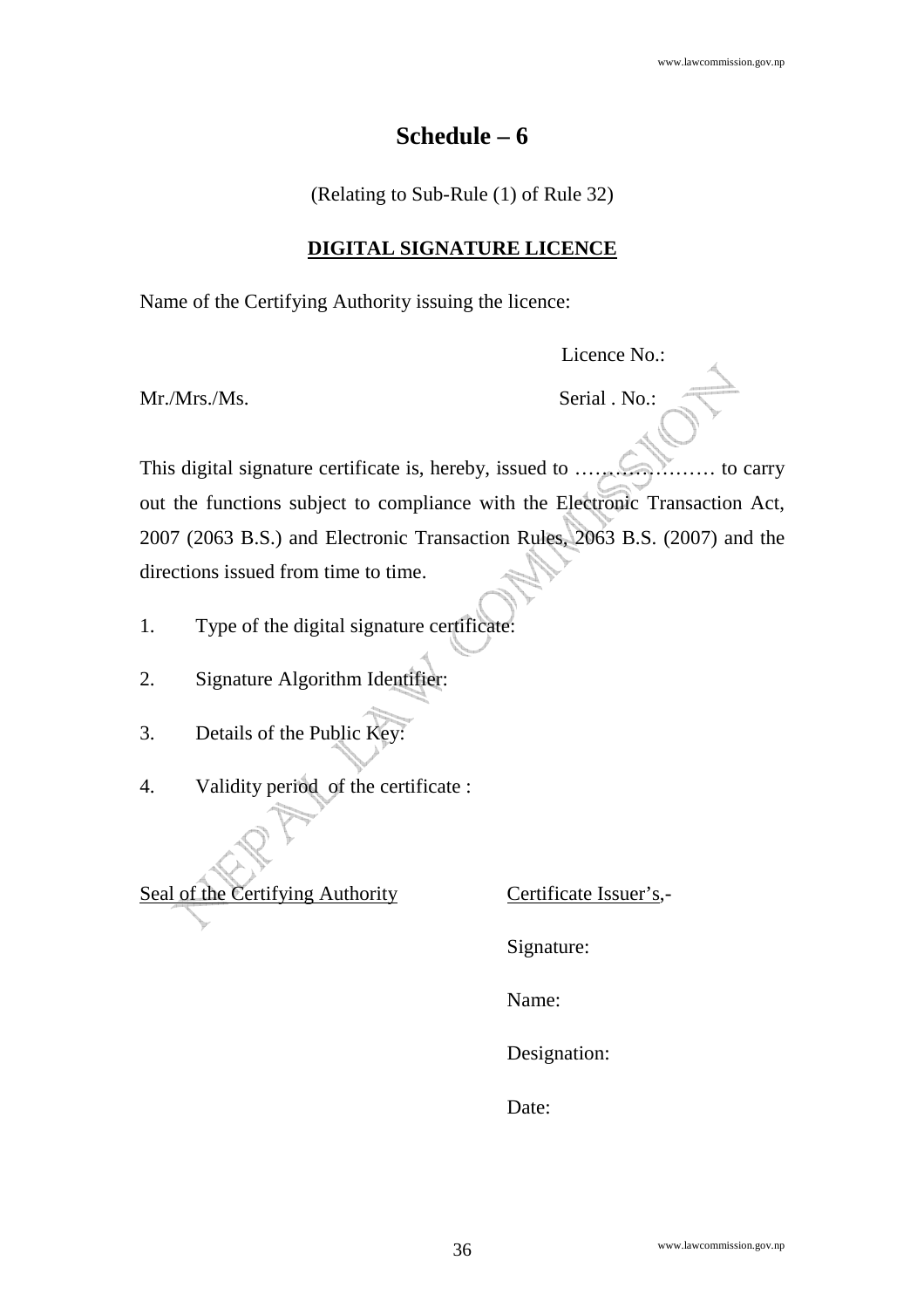# Schedule – 6

(Relating to Sub-Rule (1) of Rule 32)

## DIGITAL SIGNATURE LICENCE

Name of the Certifying Authority issuing the licence:

Licence No.:

Mr./Mrs./Ms. Serial . No.:

This digital signature certificate is, hereby, issued to ………………… to carry out the functions subject to compliance with the Electronic Transaction Act, 2007 (2063 B.S.) and Electronic Transaction Rules, 2063 B.S. (2007) and the directions issued from time to time.

1. Type of the digital signature certificate:
2. Signature Algorithm Identifier:
3. Details of the Public Key:
4. Validity period of the certificate :

Seal of the Certifying Authority

Certificate Issuer's,-

Signature:

Name:

Designation:

Date: